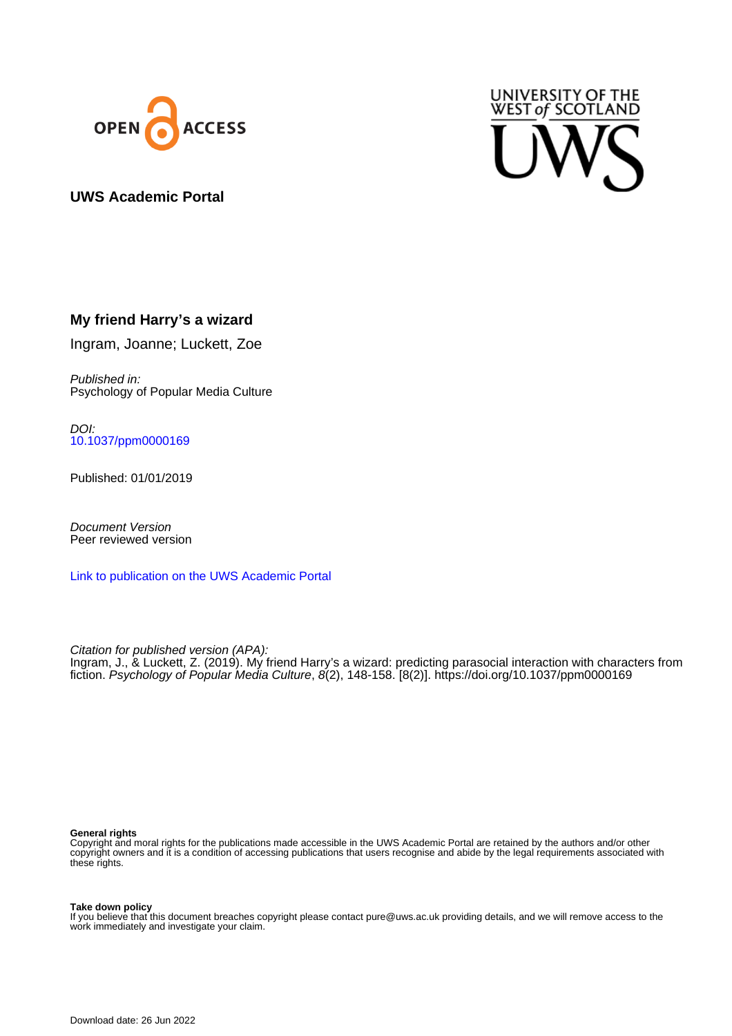OPEN ACCESS

UNIVERSITY OF THE WEST of SCOTLAND

UWS

**UWS Academic Portal**

## My friend Harry's a wizard

Ingram, Joanne; Luckett, Zoe

*Published in:*
Psychology of Popular Media Culture

*DOI:*
10.1037/ppm0000169

Published: 01/01/2019

*Document Version*
Peer reviewed version

Link to publication on the UWS Academic Portal

*Citation for published version (APA):*
Ingram, J., & Luckett, Z. (2019). My friend Harry's a wizard: predicting parasocial interaction with characters from fiction. *Psychology of Popular Media Culture*, *8*(2), 148-158. [8(2)]. https://doi.org/10.1037/ppm0000169

**General rights**
Copyright and moral rights for the publications made accessible in the UWS Academic Portal are retained by the authors and/or other copyright owners and it is a condition of accessing publications that users recognise and abide by the legal requirements associated with these rights.

**Take down policy**
If you believe that this document breaches copyright please contact pure@uws.ac.uk providing details, and we will remove access to the work immediately and investigate your claim.

Download date: 26 Jun 2022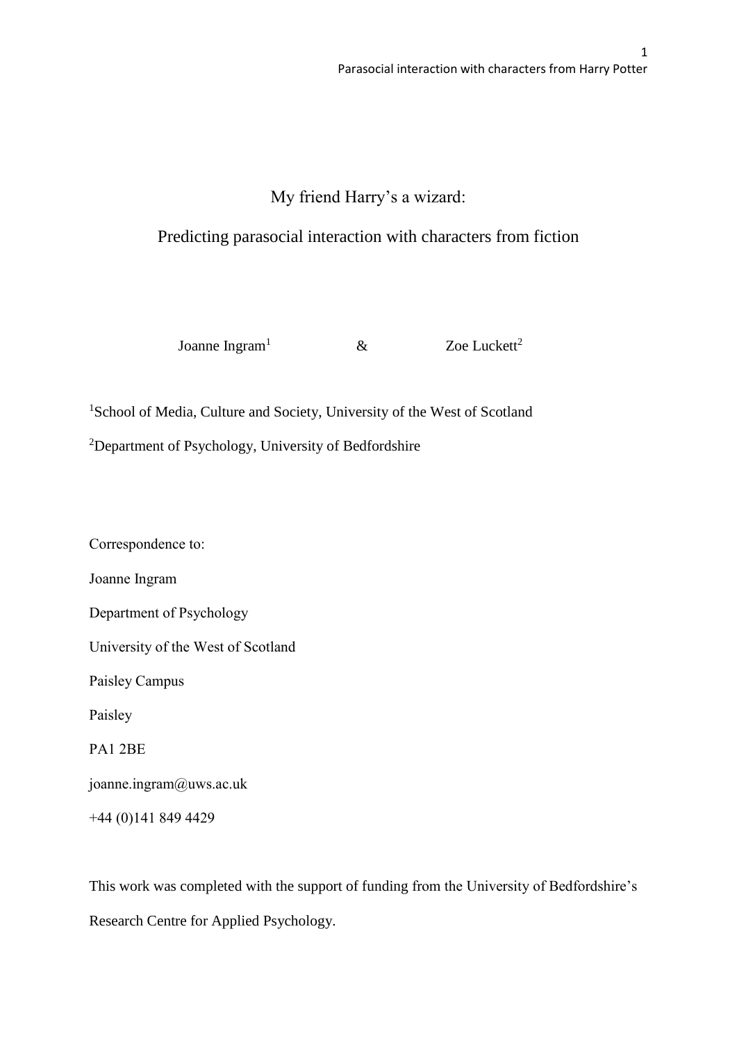# My friend Harry's a wizard:

# Predicting parasocial interaction with characters from fiction

Joanne Ingram[1] & Zoe Luckett[2]

[1]School of Media, Culture and Society, University of the West of Scotland

[2]Department of Psychology, University of Bedfordshire

Correspondence to:

Joanne Ingram

Department of Psychology

University of the West of Scotland

Paisley Campus

Paisley

PA1 2BE

joanne.ingram@uws.ac.uk

+44 (0)141 849 4429

This work was completed with the support of funding from the University of Bedfordshire's Research Centre for Applied Psychology.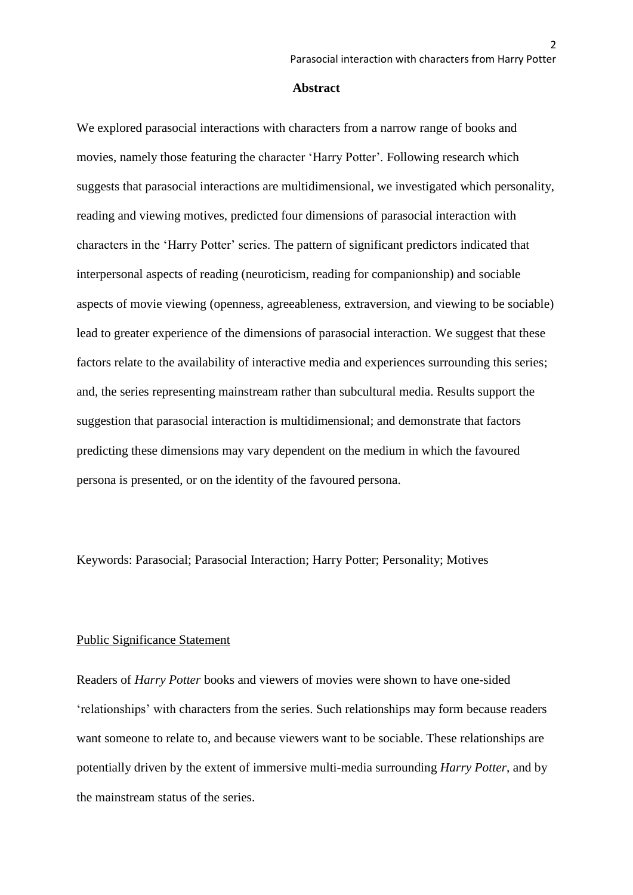## Abstract

We explored parasocial interactions with characters from a narrow range of books and movies, namely those featuring the character 'Harry Potter'. Following research which suggests that parasocial interactions are multidimensional, we investigated which personality, reading and viewing motives, predicted four dimensions of parasocial interaction with characters in the 'Harry Potter' series. The pattern of significant predictors indicated that interpersonal aspects of reading (neuroticism, reading for companionship) and sociable aspects of movie viewing (openness, agreeableness, extraversion, and viewing to be sociable) lead to greater experience of the dimensions of parasocial interaction. We suggest that these factors relate to the availability of interactive media and experiences surrounding this series; and, the series representing mainstream rather than subcultural media. Results support the suggestion that parasocial interaction is multidimensional; and demonstrate that factors predicting these dimensions may vary dependent on the medium in which the favoured persona is presented, or on the identity of the favoured persona.

Keywords: Parasocial; Parasocial Interaction; Harry Potter; Personality; Motives

Public Significance Statement

Readers of *Harry Potter* books and viewers of movies were shown to have one-sided 'relationships' with characters from the series. Such relationships may form because readers want someone to relate to, and because viewers want to be sociable. These relationships are potentially driven by the extent of immersive multi-media surrounding *Harry Potter*, and by the mainstream status of the series.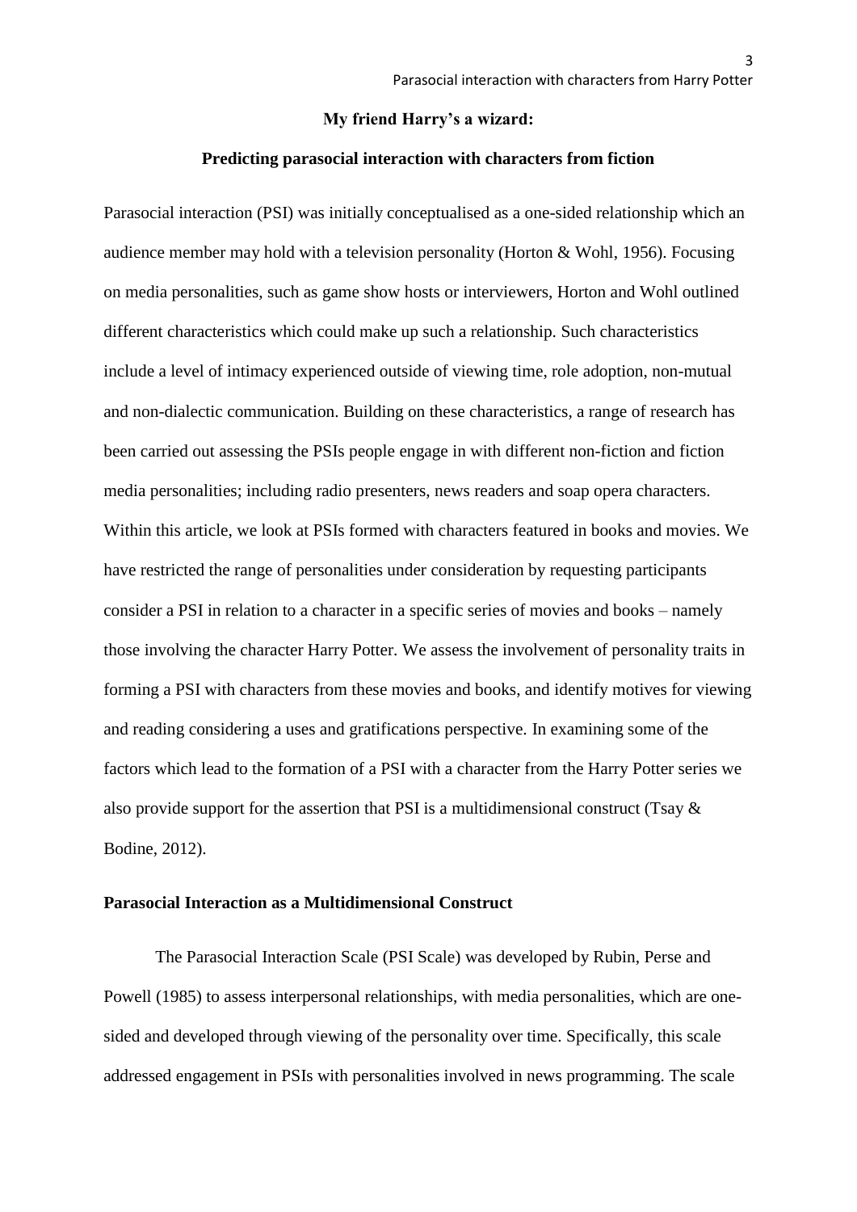**My friend Harry's a wizard:**

**Predicting parasocial interaction with characters from fiction**

Parasocial interaction (PSI) was initially conceptualised as a one-sided relationship which an audience member may hold with a television personality (Horton & Wohl, 1956). Focusing on media personalities, such as game show hosts or interviewers, Horton and Wohl outlined different characteristics which could make up such a relationship. Such characteristics include a level of intimacy experienced outside of viewing time, role adoption, non-mutual and non-dialectic communication. Building on these characteristics, a range of research has been carried out assessing the PSIs people engage in with different non-fiction and fiction media personalities; including radio presenters, news readers and soap opera characters. Within this article, we look at PSIs formed with characters featured in books and movies. We have restricted the range of personalities under consideration by requesting participants consider a PSI in relation to a character in a specific series of movies and books – namely those involving the character Harry Potter. We assess the involvement of personality traits in forming a PSI with characters from these movies and books, and identify motives for viewing and reading considering a uses and gratifications perspective. In examining some of the factors which lead to the formation of a PSI with a character from the Harry Potter series we also provide support for the assertion that PSI is a multidimensional construct (Tsay & Bodine, 2012).

## Parasocial Interaction as a Multidimensional Construct

The Parasocial Interaction Scale (PSI Scale) was developed by Rubin, Perse and Powell (1985) to assess interpersonal relationships, with media personalities, which are one-sided and developed through viewing of the personality over time. Specifically, this scale addressed engagement in PSIs with personalities involved in news programming. The scale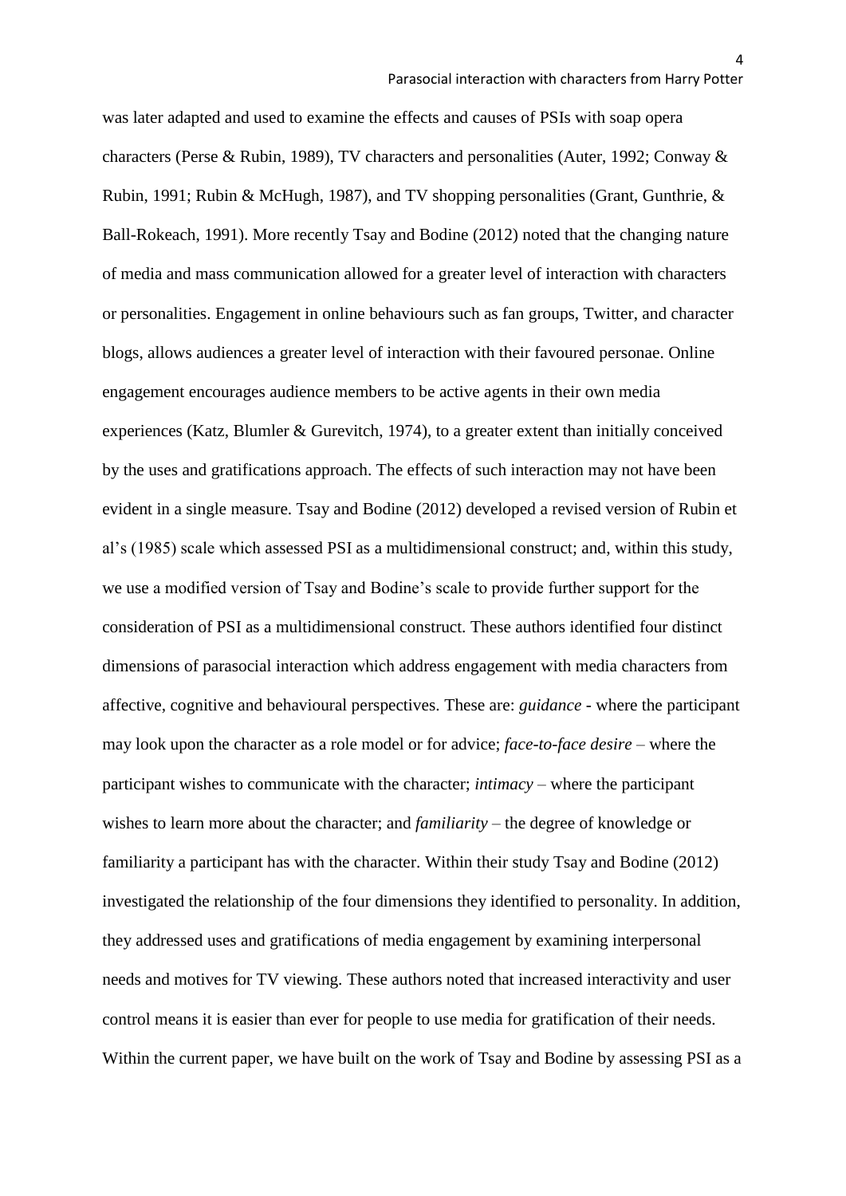was later adapted and used to examine the effects and causes of PSIs with soap opera characters (Perse & Rubin, 1989), TV characters and personalities (Auter, 1992; Conway & Rubin, 1991; Rubin & McHugh, 1987), and TV shopping personalities (Grant, Gunthrie, & Ball-Rokeach, 1991). More recently Tsay and Bodine (2012) noted that the changing nature of media and mass communication allowed for a greater level of interaction with characters or personalities. Engagement in online behaviours such as fan groups, Twitter, and character blogs, allows audiences a greater level of interaction with their favoured personae. Online engagement encourages audience members to be active agents in their own media experiences (Katz, Blumler & Gurevitch, 1974), to a greater extent than initially conceived by the uses and gratifications approach. The effects of such interaction may not have been evident in a single measure. Tsay and Bodine (2012) developed a revised version of Rubin et al's (1985) scale which assessed PSI as a multidimensional construct; and, within this study, we use a modified version of Tsay and Bodine's scale to provide further support for the consideration of PSI as a multidimensional construct. These authors identified four distinct dimensions of parasocial interaction which address engagement with media characters from affective, cognitive and behavioural perspectives. These are: *guidance* - where the participant may look upon the character as a role model or for advice; *face-to-face desire* – where the participant wishes to communicate with the character; *intimacy* – where the participant wishes to learn more about the character; and *familiarity* – the degree of knowledge or familiarity a participant has with the character. Within their study Tsay and Bodine (2012) investigated the relationship of the four dimensions they identified to personality. In addition, they addressed uses and gratifications of media engagement by examining interpersonal needs and motives for TV viewing. These authors noted that increased interactivity and user control means it is easier than ever for people to use media for gratification of their needs. Within the current paper, we have built on the work of Tsay and Bodine by assessing PSI as a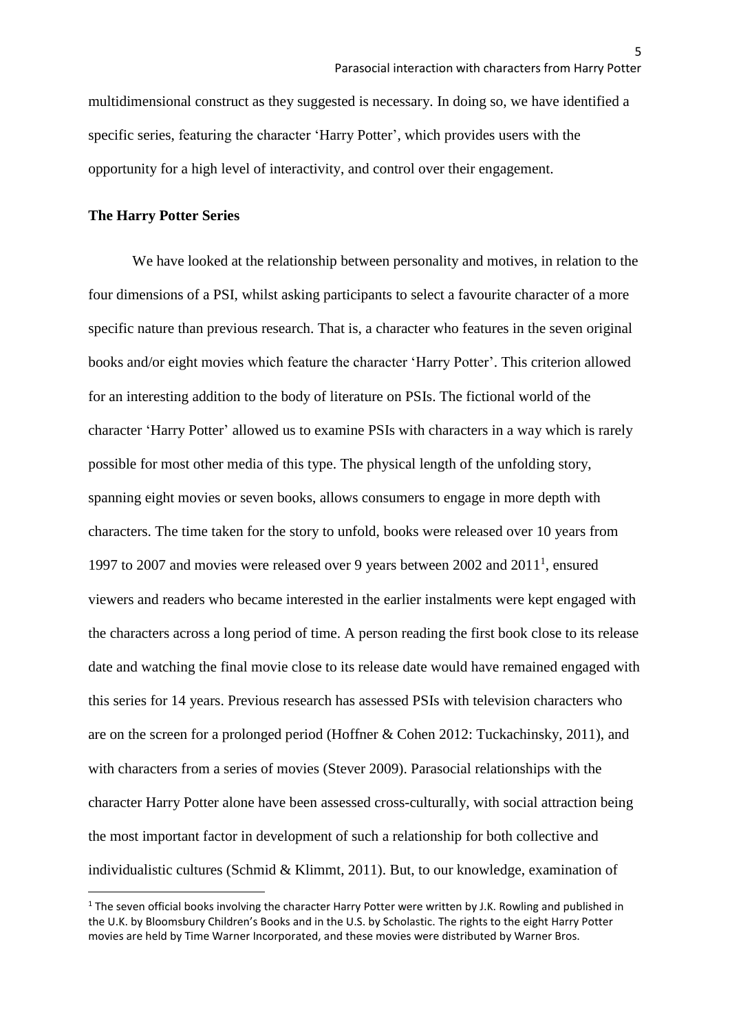multidimensional construct as they suggested is necessary. In doing so, we have identified a specific series, featuring the character 'Harry Potter', which provides users with the opportunity for a high level of interactivity, and control over their engagement.

## The Harry Potter Series

We have looked at the relationship between personality and motives, in relation to the four dimensions of a PSI, whilst asking participants to select a favourite character of a more specific nature than previous research. That is, a character who features in the seven original books and/or eight movies which feature the character 'Harry Potter'. This criterion allowed for an interesting addition to the body of literature on PSIs. The fictional world of the character 'Harry Potter' allowed us to examine PSIs with characters in a way which is rarely possible for most other media of this type. The physical length of the unfolding story, spanning eight movies or seven books, allows consumers to engage in more depth with characters. The time taken for the story to unfold, books were released over 10 years from 1997 to 2007 and movies were released over 9 years between 2002 and 2011[1], ensured viewers and readers who became interested in the earlier instalments were kept engaged with the characters across a long period of time. A person reading the first book close to its release date and watching the final movie close to its release date would have remained engaged with this series for 14 years. Previous research has assessed PSIs with television characters who are on the screen for a prolonged period (Hoffner & Cohen 2012: Tuckachinsky, 2011), and with characters from a series of movies (Stever 2009). Parasocial relationships with the character Harry Potter alone have been assessed cross-culturally, with social attraction being the most important factor in development of such a relationship for both collective and individualistic cultures (Schmid & Klimmt, 2011). But, to our knowledge, examination of

[1] The seven official books involving the character Harry Potter were written by J.K. Rowling and published in the U.K. by Bloomsbury Children's Books and in the U.S. by Scholastic. The rights to the eight Harry Potter movies are held by Time Warner Incorporated, and these movies were distributed by Warner Bros.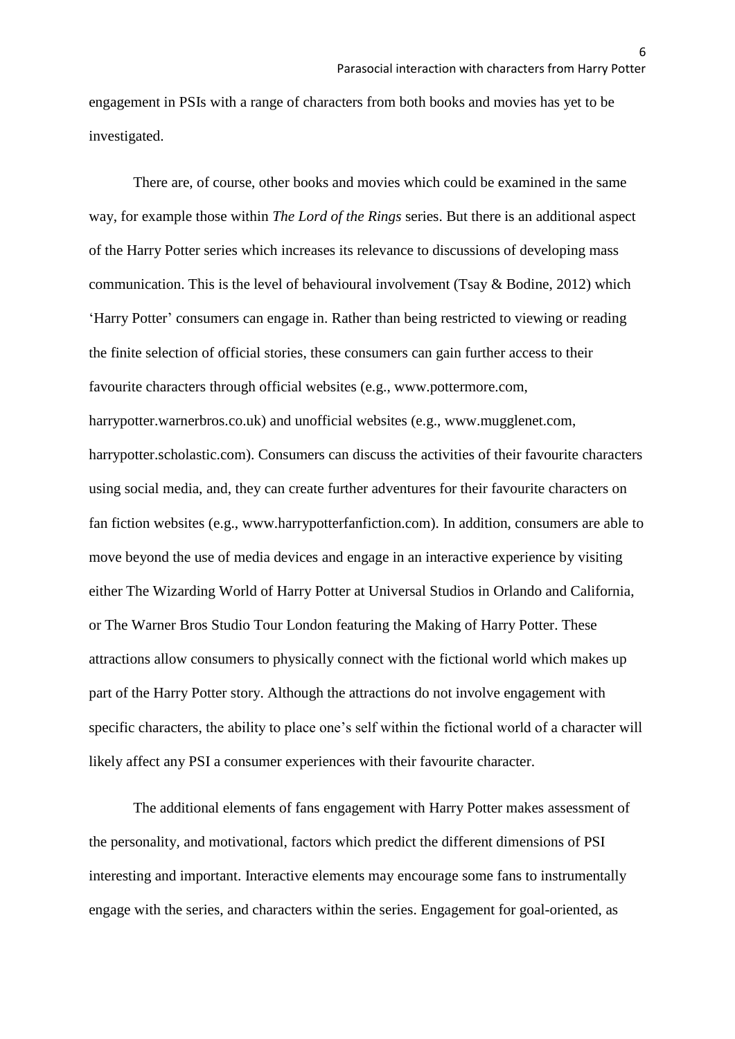engagement in PSIs with a range of characters from both books and movies has yet to be investigated.

There are, of course, other books and movies which could be examined in the same way, for example those within *The Lord of the Rings* series. But there is an additional aspect of the Harry Potter series which increases its relevance to discussions of developing mass communication. This is the level of behavioural involvement (Tsay & Bodine, 2012) which 'Harry Potter' consumers can engage in. Rather than being restricted to viewing or reading the finite selection of official stories, these consumers can gain further access to their favourite characters through official websites (e.g., www.pottermore.com, harrypotter.warnerbros.co.uk) and unofficial websites (e.g., www.mugglenet.com, harrypotter.scholastic.com). Consumers can discuss the activities of their favourite characters using social media, and, they can create further adventures for their favourite characters on fan fiction websites (e.g., www.harrypotterfanfiction.com). In addition, consumers are able to move beyond the use of media devices and engage in an interactive experience by visiting either The Wizarding World of Harry Potter at Universal Studios in Orlando and California, or The Warner Bros Studio Tour London featuring the Making of Harry Potter. These attractions allow consumers to physically connect with the fictional world which makes up part of the Harry Potter story. Although the attractions do not involve engagement with specific characters, the ability to place one's self within the fictional world of a character will likely affect any PSI a consumer experiences with their favourite character.

The additional elements of fans engagement with Harry Potter makes assessment of the personality, and motivational, factors which predict the different dimensions of PSI interesting and important. Interactive elements may encourage some fans to instrumentally engage with the series, and characters within the series. Engagement for goal-oriented, as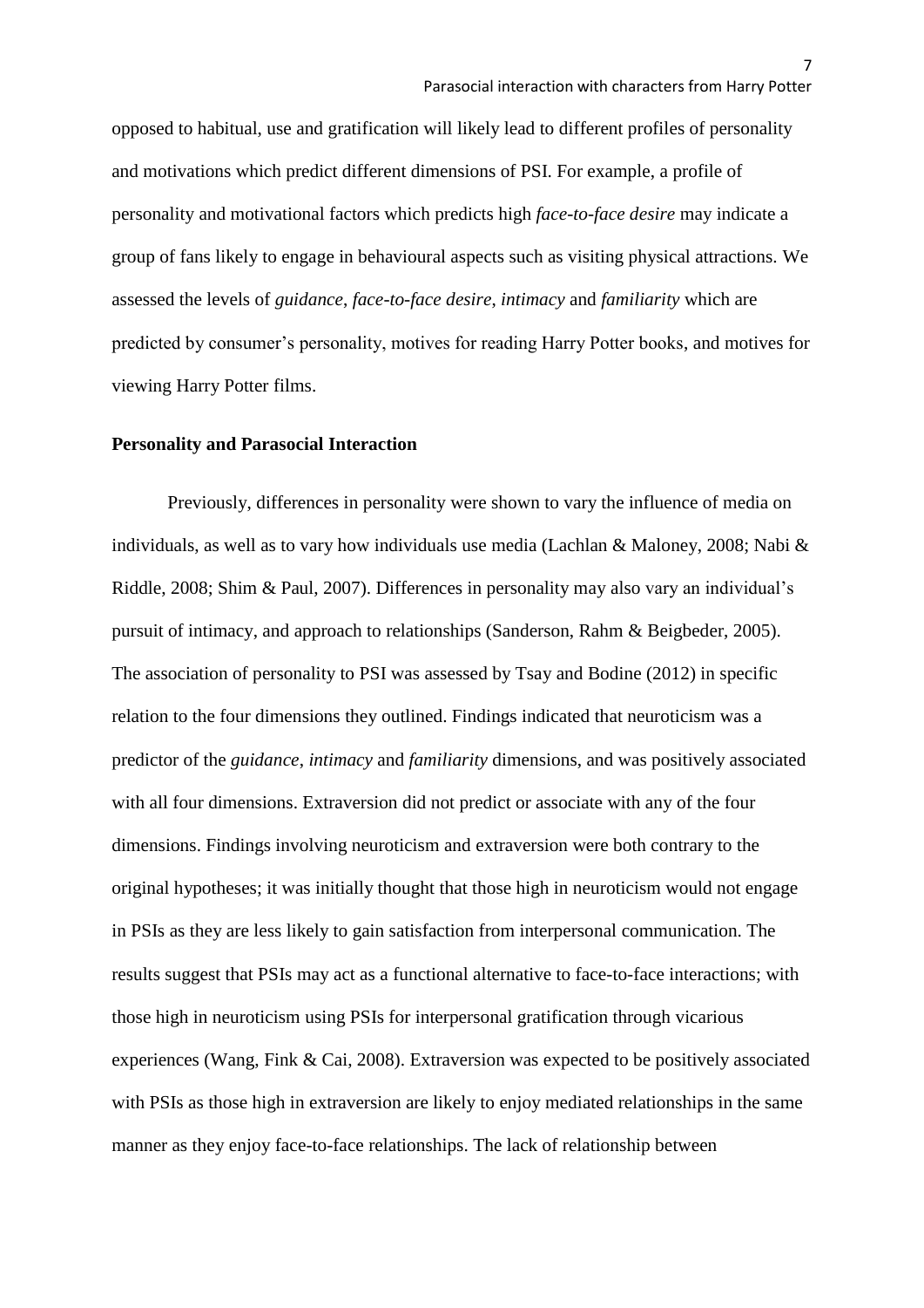opposed to habitual, use and gratification will likely lead to different profiles of personality and motivations which predict different dimensions of PSI. For example, a profile of personality and motivational factors which predicts high *face-to-face desire* may indicate a group of fans likely to engage in behavioural aspects such as visiting physical attractions. We assessed the levels of *guidance*, *face-to-face desire*, *intimacy* and *familiarity* which are predicted by consumer's personality, motives for reading Harry Potter books, and motives for viewing Harry Potter films.

**Personality and Parasocial Interaction**

Previously, differences in personality were shown to vary the influence of media on individuals, as well as to vary how individuals use media (Lachlan & Maloney, 2008; Nabi & Riddle, 2008; Shim & Paul, 2007). Differences in personality may also vary an individual's pursuit of intimacy, and approach to relationships (Sanderson, Rahm & Beigbeder, 2005). The association of personality to PSI was assessed by Tsay and Bodine (2012) in specific relation to the four dimensions they outlined. Findings indicated that neuroticism was a predictor of the *guidance*, *intimacy* and *familiarity* dimensions, and was positively associated with all four dimensions. Extraversion did not predict or associate with any of the four dimensions. Findings involving neuroticism and extraversion were both contrary to the original hypotheses; it was initially thought that those high in neuroticism would not engage in PSIs as they are less likely to gain satisfaction from interpersonal communication. The results suggest that PSIs may act as a functional alternative to face-to-face interactions; with those high in neuroticism using PSIs for interpersonal gratification through vicarious experiences (Wang, Fink & Cai, 2008). Extraversion was expected to be positively associated with PSIs as those high in extraversion are likely to enjoy mediated relationships in the same manner as they enjoy face-to-face relationships. The lack of relationship between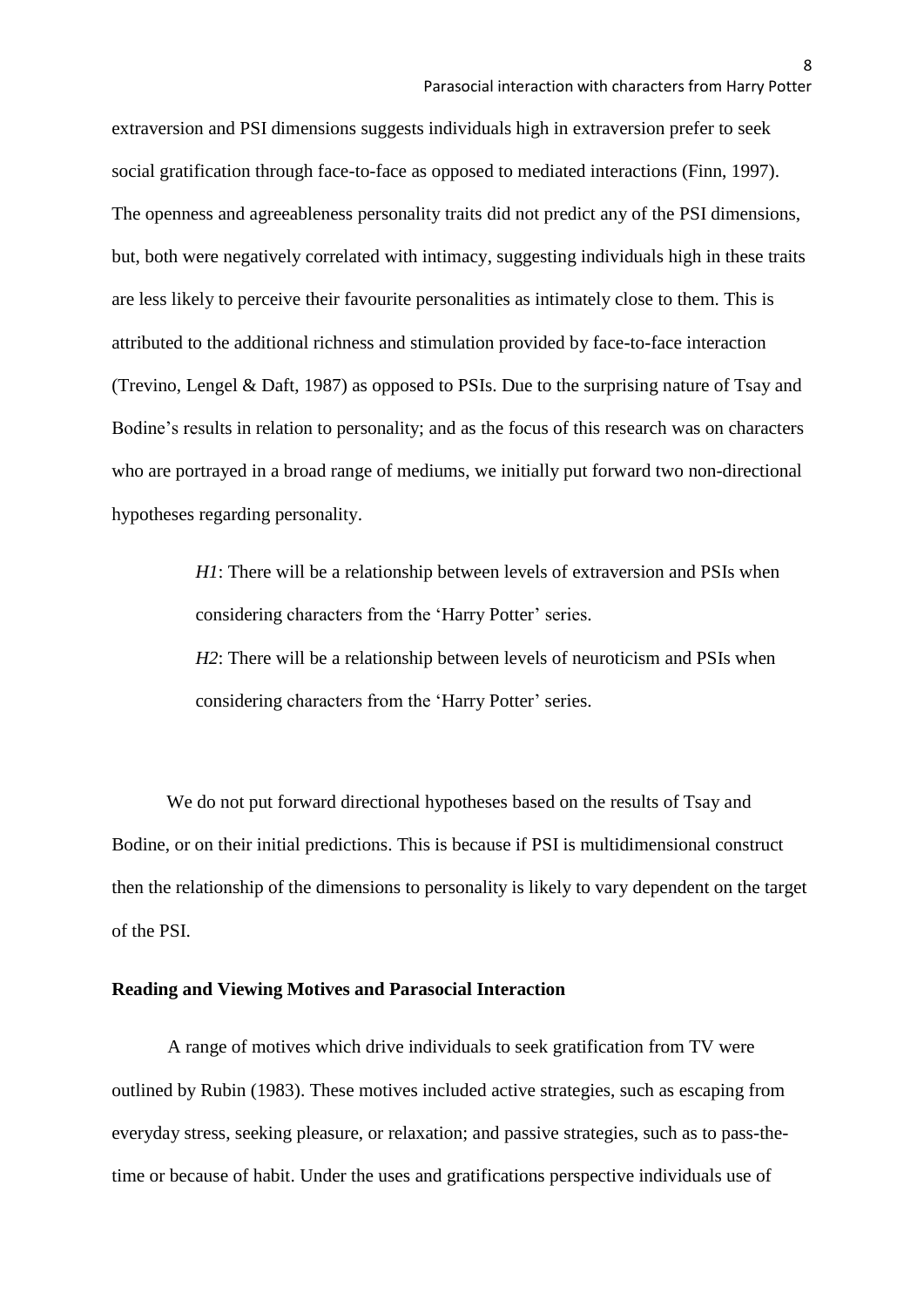extraversion and PSI dimensions suggests individuals high in extraversion prefer to seek social gratification through face-to-face as opposed to mediated interactions (Finn, 1997). The openness and agreeableness personality traits did not predict any of the PSI dimensions, but, both were negatively correlated with intimacy, suggesting individuals high in these traits are less likely to perceive their favourite personalities as intimately close to them. This is attributed to the additional richness and stimulation provided by face-to-face interaction (Trevino, Lengel & Daft, 1987) as opposed to PSIs. Due to the surprising nature of Tsay and Bodine's results in relation to personality; and as the focus of this research was on characters who are portrayed in a broad range of mediums, we initially put forward two non-directional hypotheses regarding personality.

> *H1*: There will be a relationship between levels of extraversion and PSIs when considering characters from the 'Harry Potter' series.
>
> *H2*: There will be a relationship between levels of neuroticism and PSIs when considering characters from the 'Harry Potter' series.

We do not put forward directional hypotheses based on the results of Tsay and Bodine, or on their initial predictions. This is because if PSI is multidimensional construct then the relationship of the dimensions to personality is likely to vary dependent on the target of the PSI.

**Reading and Viewing Motives and Parasocial Interaction**

A range of motives which drive individuals to seek gratification from TV were outlined by Rubin (1983). These motives included active strategies, such as escaping from everyday stress, seeking pleasure, or relaxation; and passive strategies, such as to pass-the-time or because of habit. Under the uses and gratifications perspective individuals use of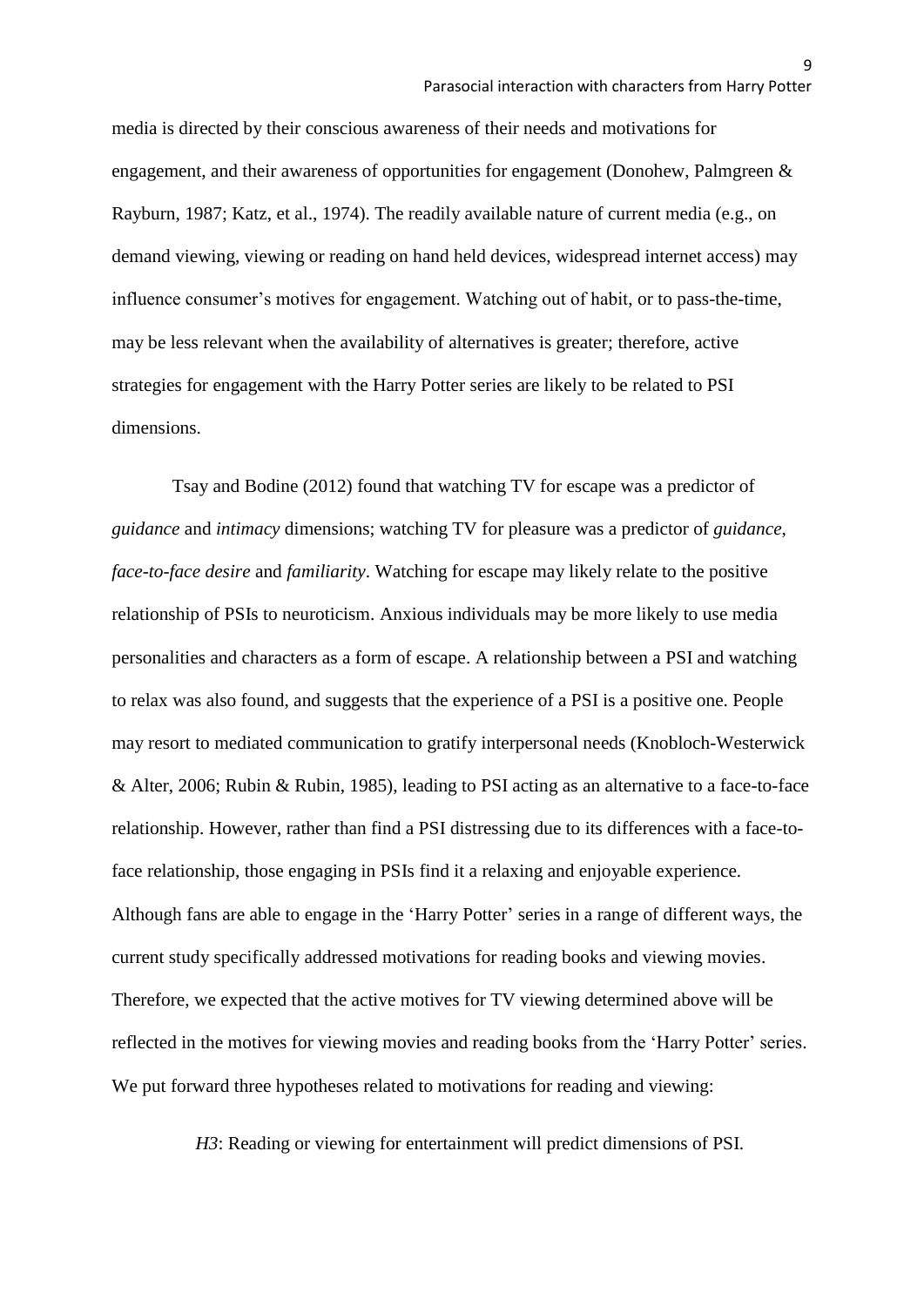media is directed by their conscious awareness of their needs and motivations for engagement, and their awareness of opportunities for engagement (Donohew, Palmgreen & Rayburn, 1987; Katz, et al., 1974). The readily available nature of current media (e.g., on demand viewing, viewing or reading on hand held devices, widespread internet access) may influence consumer's motives for engagement. Watching out of habit, or to pass-the-time, may be less relevant when the availability of alternatives is greater; therefore, active strategies for engagement with the Harry Potter series are likely to be related to PSI dimensions.

Tsay and Bodine (2012) found that watching TV for escape was a predictor of *guidance* and *intimacy* dimensions; watching TV for pleasure was a predictor of *guidance*, *face-to-face desire* and *familiarity*. Watching for escape may likely relate to the positive relationship of PSIs to neuroticism. Anxious individuals may be more likely to use media personalities and characters as a form of escape. A relationship between a PSI and watching to relax was also found, and suggests that the experience of a PSI is a positive one. People may resort to mediated communication to gratify interpersonal needs (Knobloch-Westerwick & Alter, 2006; Rubin & Rubin, 1985), leading to PSI acting as an alternative to a face-to-face relationship. However, rather than find a PSI distressing due to its differences with a face-to-face relationship, those engaging in PSIs find it a relaxing and enjoyable experience. Although fans are able to engage in the 'Harry Potter' series in a range of different ways, the current study specifically addressed motivations for reading books and viewing movies. Therefore, we expected that the active motives for TV viewing determined above will be reflected in the motives for viewing movies and reading books from the 'Harry Potter' series. We put forward three hypotheses related to motivations for reading and viewing:

*H3*: Reading or viewing for entertainment will predict dimensions of PSI.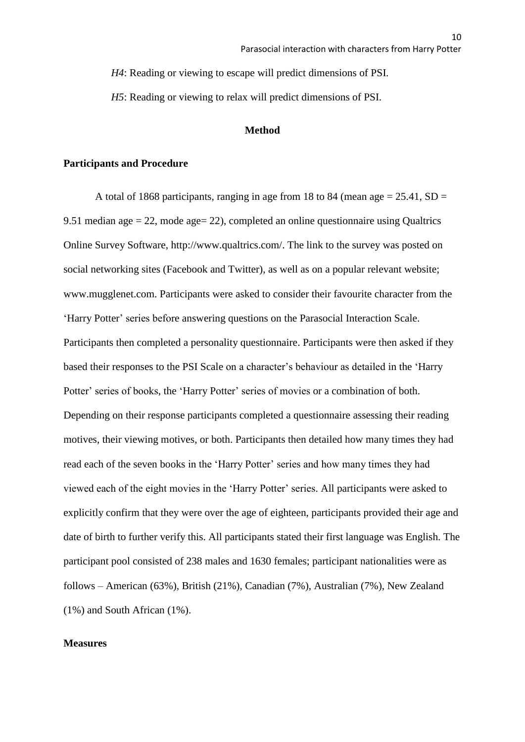*H4*: Reading or viewing to escape will predict dimensions of PSI.

*H5*: Reading or viewing to relax will predict dimensions of PSI.

## Method

### Participants and Procedure

A total of 1868 participants, ranging in age from 18 to 84 (mean age = 25.41, SD = 9.51 median age = 22, mode age= 22), completed an online questionnaire using Qualtrics Online Survey Software, http://www.qualtrics.com/. The link to the survey was posted on social networking sites (Facebook and Twitter), as well as on a popular relevant website; www.mugglenet.com. Participants were asked to consider their favourite character from the 'Harry Potter' series before answering questions on the Parasocial Interaction Scale. Participants then completed a personality questionnaire. Participants were then asked if they based their responses to the PSI Scale on a character's behaviour as detailed in the 'Harry Potter' series of books, the 'Harry Potter' series of movies or a combination of both. Depending on their response participants completed a questionnaire assessing their reading motives, their viewing motives, or both. Participants then detailed how many times they had read each of the seven books in the 'Harry Potter' series and how many times they had viewed each of the eight movies in the 'Harry Potter' series. All participants were asked to explicitly confirm that they were over the age of eighteen, participants provided their age and date of birth to further verify this. All participants stated their first language was English. The participant pool consisted of 238 males and 1630 females; participant nationalities were as follows – American (63%), British (21%), Canadian (7%), Australian (7%), New Zealand (1%) and South African (1%).

### Measures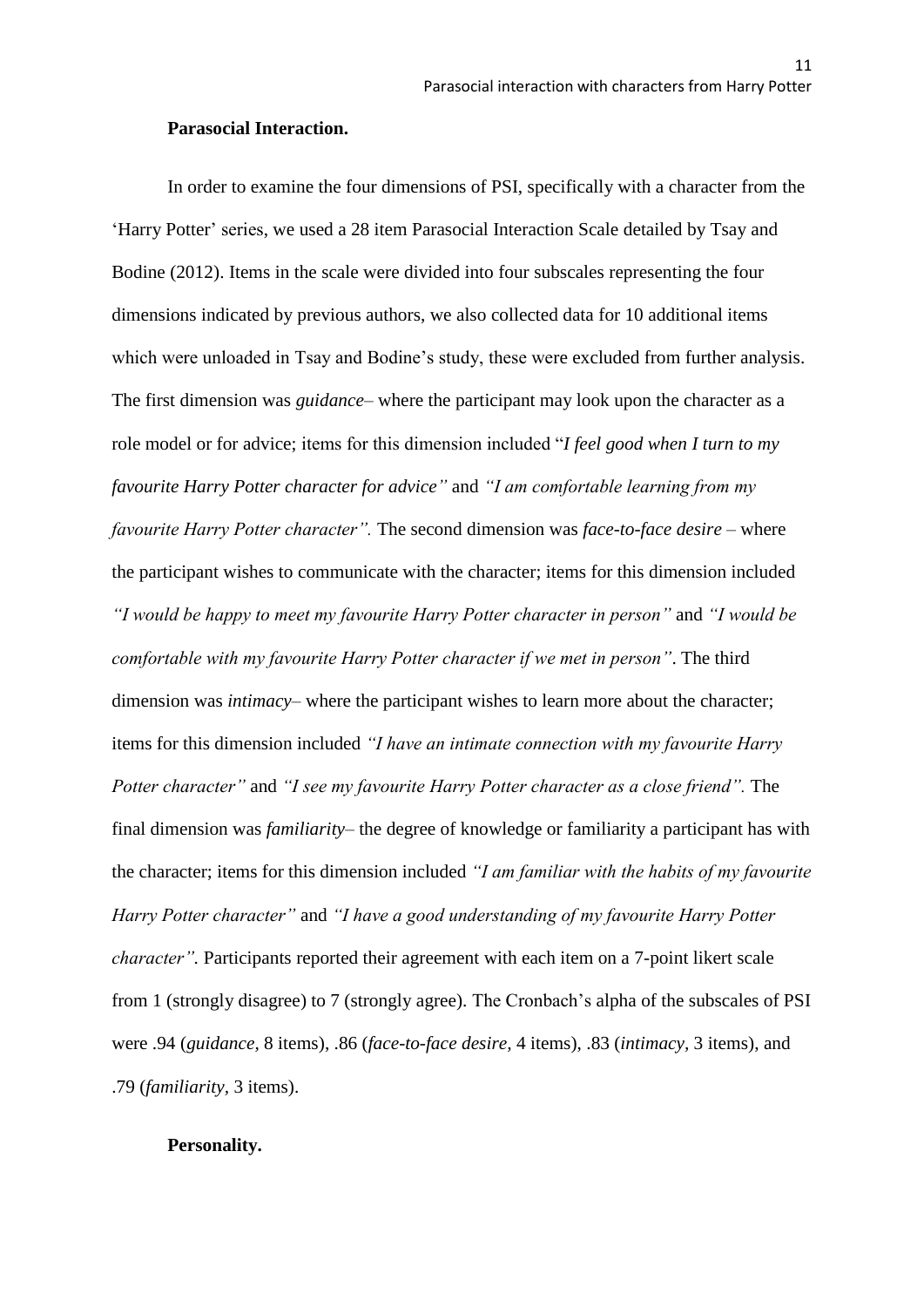**Parasocial Interaction.**

In order to examine the four dimensions of PSI, specifically with a character from the 'Harry Potter' series, we used a 28 item Parasocial Interaction Scale detailed by Tsay and Bodine (2012). Items in the scale were divided into four subscales representing the four dimensions indicated by previous authors, we also collected data for 10 additional items which were unloaded in Tsay and Bodine's study, these were excluded from further analysis. The first dimension was *guidance*– where the participant may look upon the character as a role model or for advice; items for this dimension included "*I feel good when I turn to my favourite Harry Potter character for advice"* and *"I am comfortable learning from my favourite Harry Potter character".* The second dimension was *face-to-face desire* – where the participant wishes to communicate with the character; items for this dimension included *"I would be happy to meet my favourite Harry Potter character in person"* and *"I would be comfortable with my favourite Harry Potter character if we met in person"*. The third dimension was *intimacy*– where the participant wishes to learn more about the character; items for this dimension included *"I have an intimate connection with my favourite Harry Potter character"* and *"I see my favourite Harry Potter character as a close friend".* The final dimension was *familiarity*– the degree of knowledge or familiarity a participant has with the character; items for this dimension included *"I am familiar with the habits of my favourite Harry Potter character"* and *"I have a good understanding of my favourite Harry Potter character".* Participants reported their agreement with each item on a 7-point likert scale from 1 (strongly disagree) to 7 (strongly agree). The Cronbach's alpha of the subscales of PSI were .94 (*guidance*, 8 items), .86 (*face-to-face desire*, 4 items), .83 (*intimacy*, 3 items), and .79 (*familiarity*, 3 items).

**Personality.**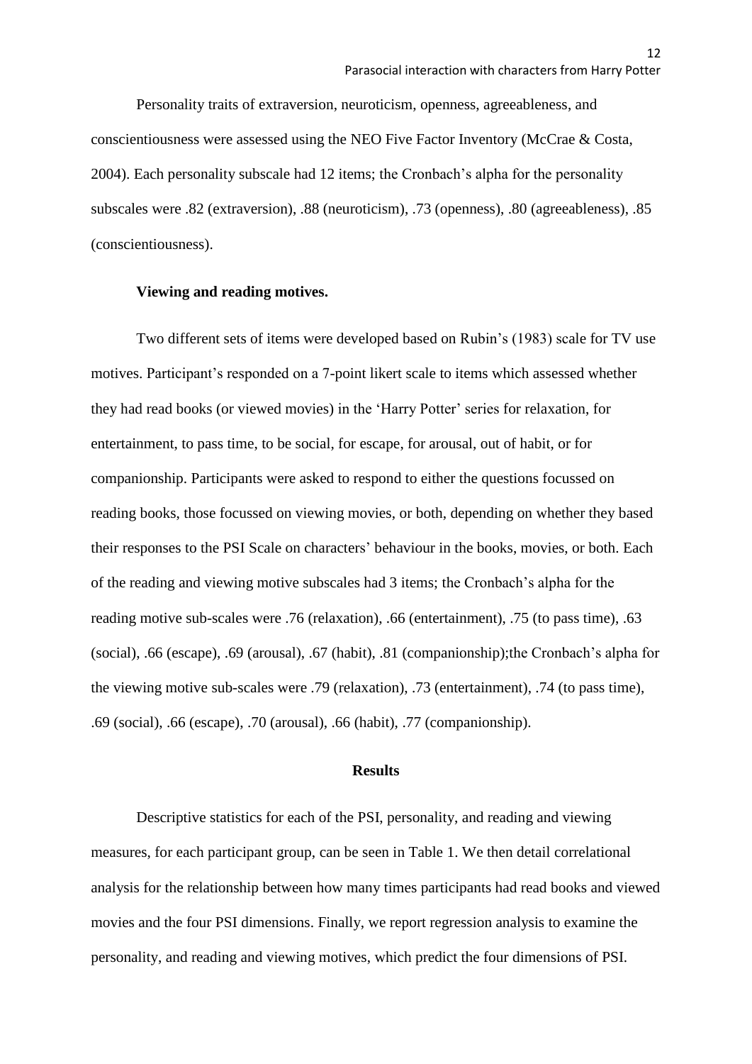Personality traits of extraversion, neuroticism, openness, agreeableness, and conscientiousness were assessed using the NEO Five Factor Inventory (McCrae & Costa, 2004). Each personality subscale had 12 items; the Cronbach's alpha for the personality subscales were .82 (extraversion), .88 (neuroticism), .73 (openness), .80 (agreeableness), .85 (conscientiousness).

**Viewing and reading motives.**

Two different sets of items were developed based on Rubin's (1983) scale for TV use motives. Participant's responded on a 7-point likert scale to items which assessed whether they had read books (or viewed movies) in the 'Harry Potter' series for relaxation, for entertainment, to pass time, to be social, for escape, for arousal, out of habit, or for companionship. Participants were asked to respond to either the questions focussed on reading books, those focussed on viewing movies, or both, depending on whether they based their responses to the PSI Scale on characters' behaviour in the books, movies, or both. Each of the reading and viewing motive subscales had 3 items; the Cronbach's alpha for the reading motive sub-scales were .76 (relaxation), .66 (entertainment), .75 (to pass time), .63 (social), .66 (escape), .69 (arousal), .67 (habit), .81 (companionship);the Cronbach's alpha for the viewing motive sub-scales were .79 (relaxation), .73 (entertainment), .74 (to pass time), .69 (social), .66 (escape), .70 (arousal), .66 (habit), .77 (companionship).

## Results

Descriptive statistics for each of the PSI, personality, and reading and viewing measures, for each participant group, can be seen in Table 1. We then detail correlational analysis for the relationship between how many times participants had read books and viewed movies and the four PSI dimensions. Finally, we report regression analysis to examine the personality, and reading and viewing motives, which predict the four dimensions of PSI.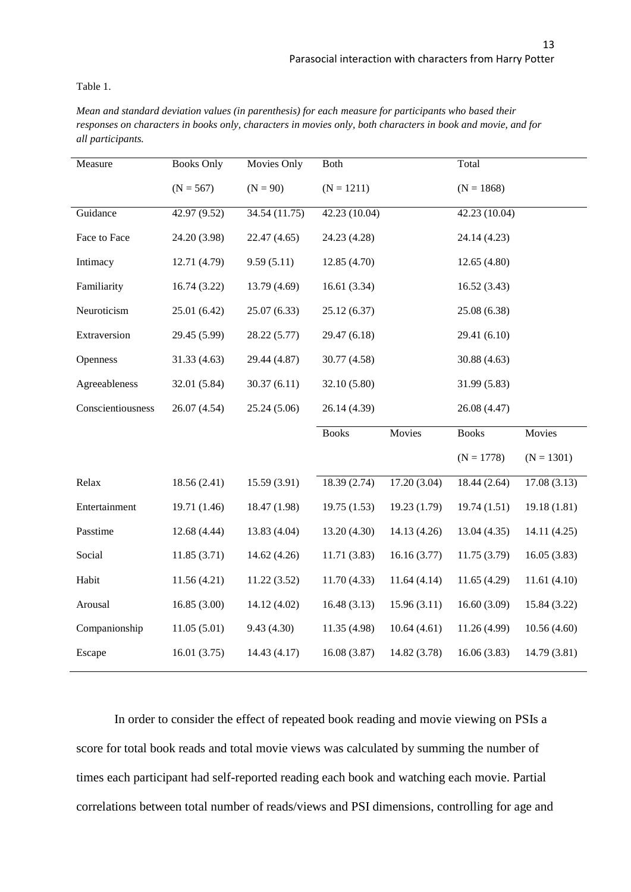Table 1.

*Mean and standard deviation values (in parenthesis) for each measure for participants who based their responses on characters in books only, characters in movies only, both characters in book and movie, and for all participants.*

| Measure | Books Only | Movies Only | Both | | Total | |
|---|---|---|---|---|---|---|
| | (N = 567) | (N = 90) | (N = 1211) | | (N = 1868) | |
| Guidance | 42.97 (9.52) | 34.54 (11.75) | 42.23 (10.04) | | 42.23 (10.04) | |
| Face to Face | 24.20 (3.98) | 22.47 (4.65) | 24.23 (4.28) | | 24.14 (4.23) | |
| Intimacy | 12.71 (4.79) | 9.59 (5.11) | 12.85 (4.70) | | 12.65 (4.80) | |
| Familiarity | 16.74 (3.22) | 13.79 (4.69) | 16.61 (3.34) | | 16.52 (3.43) | |
| Neuroticism | 25.01 (6.42) | 25.07 (6.33) | 25.12 (6.37) | | 25.08 (6.38) | |
| Extraversion | 29.45 (5.99) | 28.22 (5.77) | 29.47 (6.18) | | 29.41 (6.10) | |
| Openness | 31.33 (4.63) | 29.44 (4.87) | 30.77 (4.58) | | 30.88 (4.63) | |
| Agreeableness | 32.01 (5.84) | 30.37 (6.11) | 32.10 (5.80) | | 31.99 (5.83) | |
| Conscientiousness | 26.07 (4.54) | 25.24 (5.06) | 26.14 (4.39) | | 26.08 (4.47) | |
| | | | Books | Movies | Books | Movies |
| | | | | | (N = 1778) | (N = 1301) |
| Relax | 18.56 (2.41) | 15.59 (3.91) | 18.39 (2.74) | 17.20 (3.04) | 18.44 (2.64) | 17.08 (3.13) |
| Entertainment | 19.71 (1.46) | 18.47 (1.98) | 19.75 (1.53) | 19.23 (1.79) | 19.74 (1.51) | 19.18 (1.81) |
| Passtime | 12.68 (4.44) | 13.83 (4.04) | 13.20 (4.30) | 14.13 (4.26) | 13.04 (4.35) | 14.11 (4.25) |
| Social | 11.85 (3.71) | 14.62 (4.26) | 11.71 (3.83) | 16.16 (3.77) | 11.75 (3.79) | 16.05 (3.83) |
| Habit | 11.56 (4.21) | 11.22 (3.52) | 11.70 (4.33) | 11.64 (4.14) | 11.65 (4.29) | 11.61 (4.10) |
| Arousal | 16.85 (3.00) | 14.12 (4.02) | 16.48 (3.13) | 15.96 (3.11) | 16.60 (3.09) | 15.84 (3.22) |
| Companionship | 11.05 (5.01) | 9.43 (4.30) | 11.35 (4.98) | 10.64 (4.61) | 11.26 (4.99) | 10.56 (4.60) |
| Escape | 16.01 (3.75) | 14.43 (4.17) | 16.08 (3.87) | 14.82 (3.78) | 16.06 (3.83) | 14.79 (3.81) |

In order to consider the effect of repeated book reading and movie viewing on PSIs a score for total book reads and total movie views was calculated by summing the number of times each participant had self-reported reading each book and watching each movie. Partial correlations between total number of reads/views and PSI dimensions, controlling for age and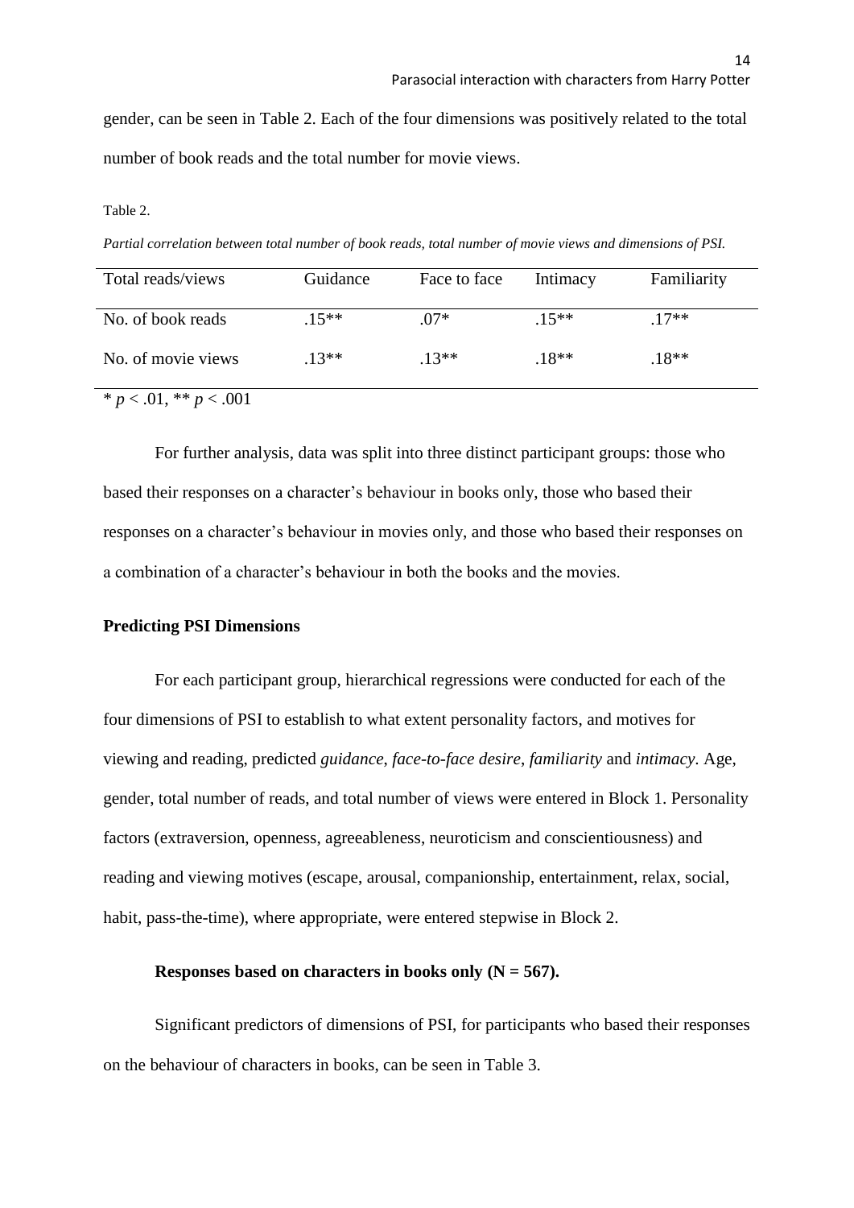gender, can be seen in Table 2. Each of the four dimensions was positively related to the total number of book reads and the total number for movie views.

Table 2.

*Partial correlation between total number of book reads, total number of movie views and dimensions of PSI.*

| Total reads/views | Guidance | Face to face | Intimacy | Familiarity |
|---|---|---|---|---|
| No. of book reads | .15** | .07* | .15** | .17** |
| No. of movie views | .13** | .13** | .18** | .18** |

* $p < .01$, ** $p < .001$

For further analysis, data was split into three distinct participant groups: those who based their responses on a character's behaviour in books only, those who based their responses on a character's behaviour in movies only, and those who based their responses on a combination of a character's behaviour in both the books and the movies.

## Predicting PSI Dimensions

For each participant group, hierarchical regressions were conducted for each of the four dimensions of PSI to establish to what extent personality factors, and motives for viewing and reading, predicted *guidance*, *face-to-face desire*, *familiarity* and *intimacy*. Age, gender, total number of reads, and total number of views were entered in Block 1. Personality factors (extraversion, openness, agreeableness, neuroticism and conscientiousness) and reading and viewing motives (escape, arousal, companionship, entertainment, relax, social, habit, pass-the-time), where appropriate, were entered stepwise in Block 2.

### Responses based on characters in books only (N = 567).

Significant predictors of dimensions of PSI, for participants who based their responses on the behaviour of characters in books, can be seen in Table 3.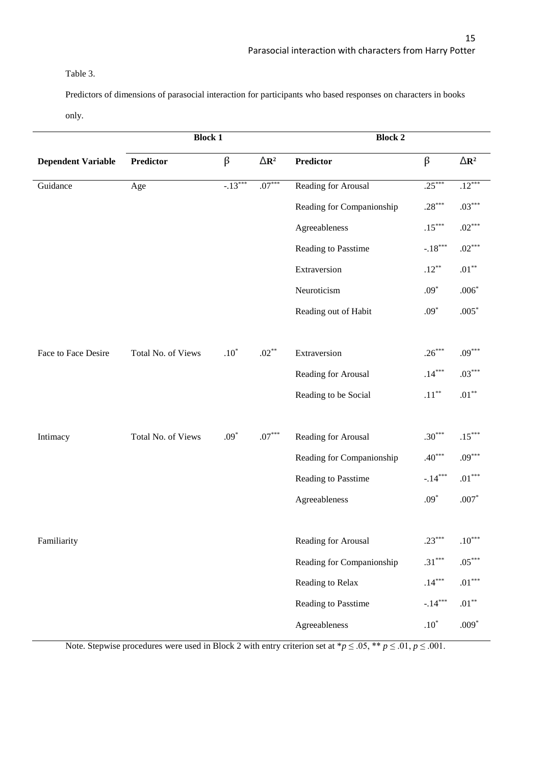Table 3.

Predictors of dimensions of parasocial interaction for participants who based responses on characters in books only.

| | Block 1 | | | Block 2 | | |
|---|---|---|---|---|---|---|
| **Dependent Variable** | **Predictor** | $\beta$ | $\Delta R^2$ | **Predictor** | $\beta$ | $\Delta R^2$ |
| Guidance | Age | $-.13^{***}$ | $.07^{***}$ | Reading for Arousal | $.25^{***}$ | $.12^{***}$ |
| | | | | Reading for Companionship | $.28^{***}$ | $.03^{***}$ |
| | | | | Agreeableness | $.15^{***}$ | $.02^{***}$ |
| | | | | Reading to Passtime | $-.18^{***}$ | $.02^{***}$ |
| | | | | Extraversion | $.12^{**}$ | $.01^{**}$ |
| | | | | Neuroticism | $.09^{*}$ | $.006^{*}$ |
| | | | | Reading out of Habit | $.09^{*}$ | $.005^{*}$ |
| Face to Face Desire | Total No. of Views | $.10^{*}$ | $.02^{**}$ | Extraversion | $.26^{***}$ | $.09^{***}$ |
| | | | | Reading for Arousal | $.14^{***}$ | $.03^{***}$ |
| | | | | Reading to be Social | $.11^{**}$ | $.01^{**}$ |
| Intimacy | Total No. of Views | $.09^{*}$ | $.07^{***}$ | Reading for Arousal | $.30^{***}$ | $.15^{***}$ |
| | | | | Reading for Companionship | $.40^{***}$ | $.09^{***}$ |
| | | | | Reading to Passtime | $-.14^{***}$ | $.01^{***}$ |
| | | | | Agreeableness | $.09^{*}$ | $.007^{*}$ |
| Familiarity | | | | Reading for Arousal | $.23^{***}$ | $.10^{***}$ |
| | | | | Reading for Companionship | $.31^{***}$ | $.05^{***}$ |
| | | | | Reading to Relax | $.14^{***}$ | $.01^{***}$ |
| | | | | Reading to Passtime | $-.14^{***}$ | $.01^{**}$ |
| | | | | Agreeableness | $.10^{*}$ | $.009^{*}$ |

Note. Stepwise procedures were used in Block 2 with entry criterion set at $^{*}p \leq .05$, $^{**}p \leq .01$, $p \leq .001$.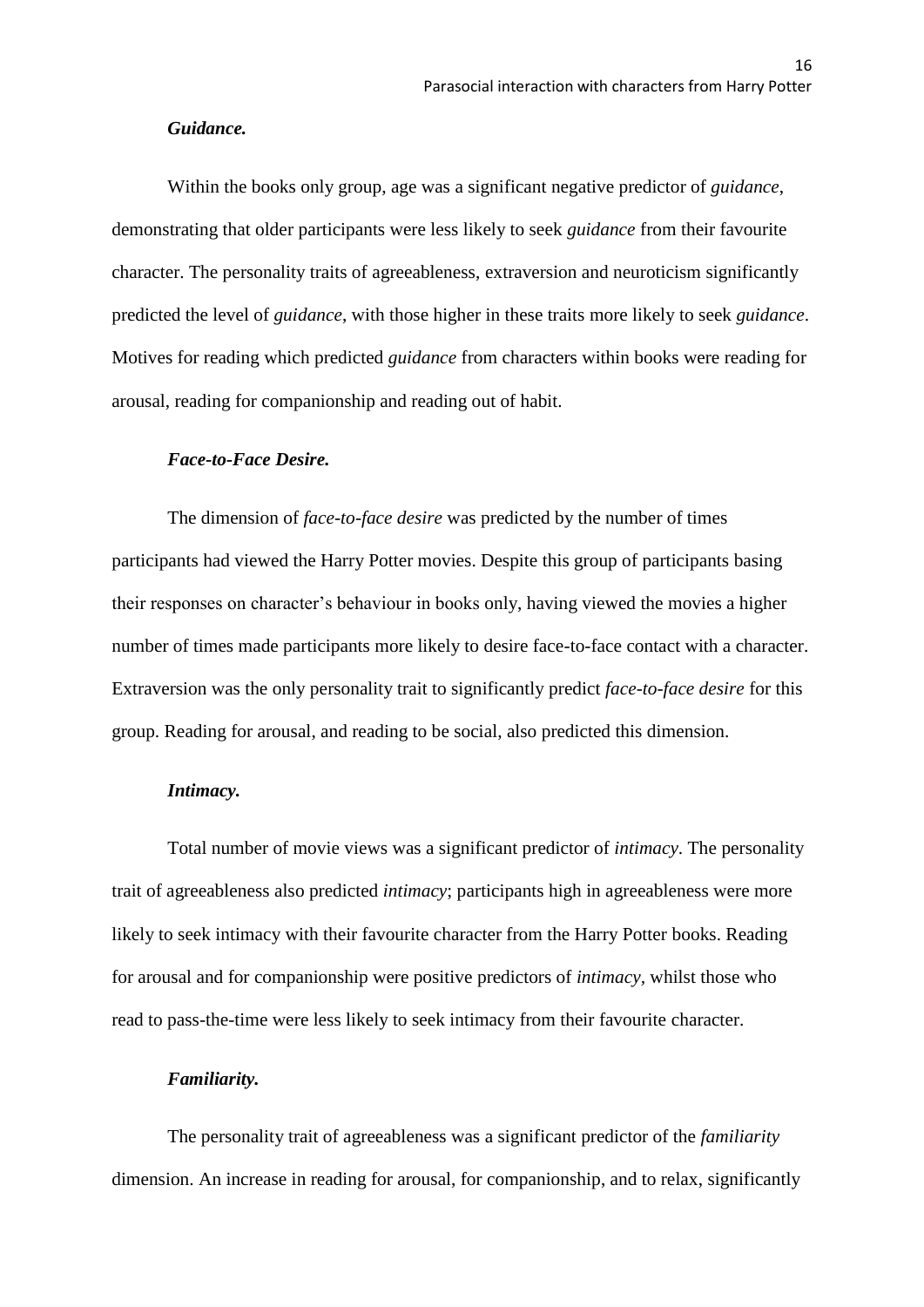#### *Guidance.*

Within the books only group, age was a significant negative predictor of *guidance*, demonstrating that older participants were less likely to seek *guidance* from their favourite character. The personality traits of agreeableness, extraversion and neuroticism significantly predicted the level of *guidance*, with those higher in these traits more likely to seek *guidance*. Motives for reading which predicted *guidance* from characters within books were reading for arousal, reading for companionship and reading out of habit.

#### *Face-to-Face Desire.*

The dimension of *face-to-face desire* was predicted by the number of times participants had viewed the Harry Potter movies. Despite this group of participants basing their responses on character's behaviour in books only, having viewed the movies a higher number of times made participants more likely to desire face-to-face contact with a character. Extraversion was the only personality trait to significantly predict *face-to-face desire* for this group. Reading for arousal, and reading to be social, also predicted this dimension.

#### *Intimacy.*

Total number of movie views was a significant predictor of *intimacy*. The personality trait of agreeableness also predicted *intimacy*; participants high in agreeableness were more likely to seek intimacy with their favourite character from the Harry Potter books. Reading for arousal and for companionship were positive predictors of *intimacy*, whilst those who read to pass-the-time were less likely to seek intimacy from their favourite character.

#### *Familiarity.*

The personality trait of agreeableness was a significant predictor of the *familiarity* dimension. An increase in reading for arousal, for companionship, and to relax, significantly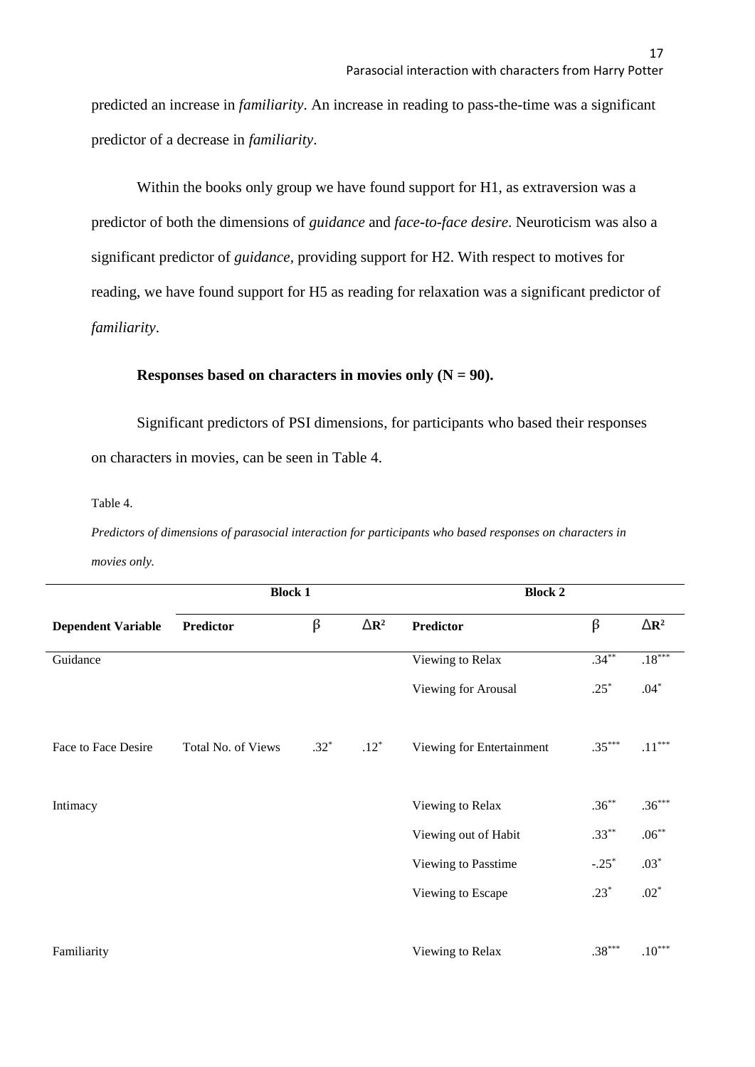predicted an increase in *familiarity*. An increase in reading to pass-the-time was a significant predictor of a decrease in *familiarity*.

Within the books only group we have found support for H1, as extraversion was a predictor of both the dimensions of *guidance* and *face-to-face desire*. Neuroticism was also a significant predictor of *guidance*, providing support for H2. With respect to motives for reading, we have found support for H5 as reading for relaxation was a significant predictor of *familiarity*.

### Responses based on characters in movies only (N = 90).

Significant predictors of PSI dimensions, for participants who based their responses on characters in movies, can be seen in Table 4.

Table 4.

*Predictors of dimensions of parasocial interaction for participants who based responses on characters in movies only.*

| | Block 1 | | | Block 2 | | |
|---|---|---|---|---|---|---|
| **Dependent Variable** | **Predictor** | $\beta$ | $\Delta R^2$ | **Predictor** | $\beta$ | $\Delta R^2$ |
| Guidance | | | | Viewing to Relax | $.34^{**}$ | $.18^{***}$ |
| | | | | Viewing for Arousal | $.25^{*}$ | $.04^{*}$ |
| Face to Face Desire | Total No. of Views | $.32^{*}$ | $.12^{*}$ | Viewing for Entertainment | $.35^{***}$ | $.11^{***}$ |
| Intimacy | | | | Viewing to Relax | $.36^{**}$ | $.36^{***}$ |
| | | | | Viewing out of Habit | $.33^{**}$ | $.06^{**}$ |
| | | | | Viewing to Passtime | $-.25^{*}$ | $.03^{*}$ |
| | | | | Viewing to Escape | $.23^{*}$ | $.02^{*}$ |
| Familiarity | | | | Viewing to Relax | $.38^{***}$ | $.10^{***}$ |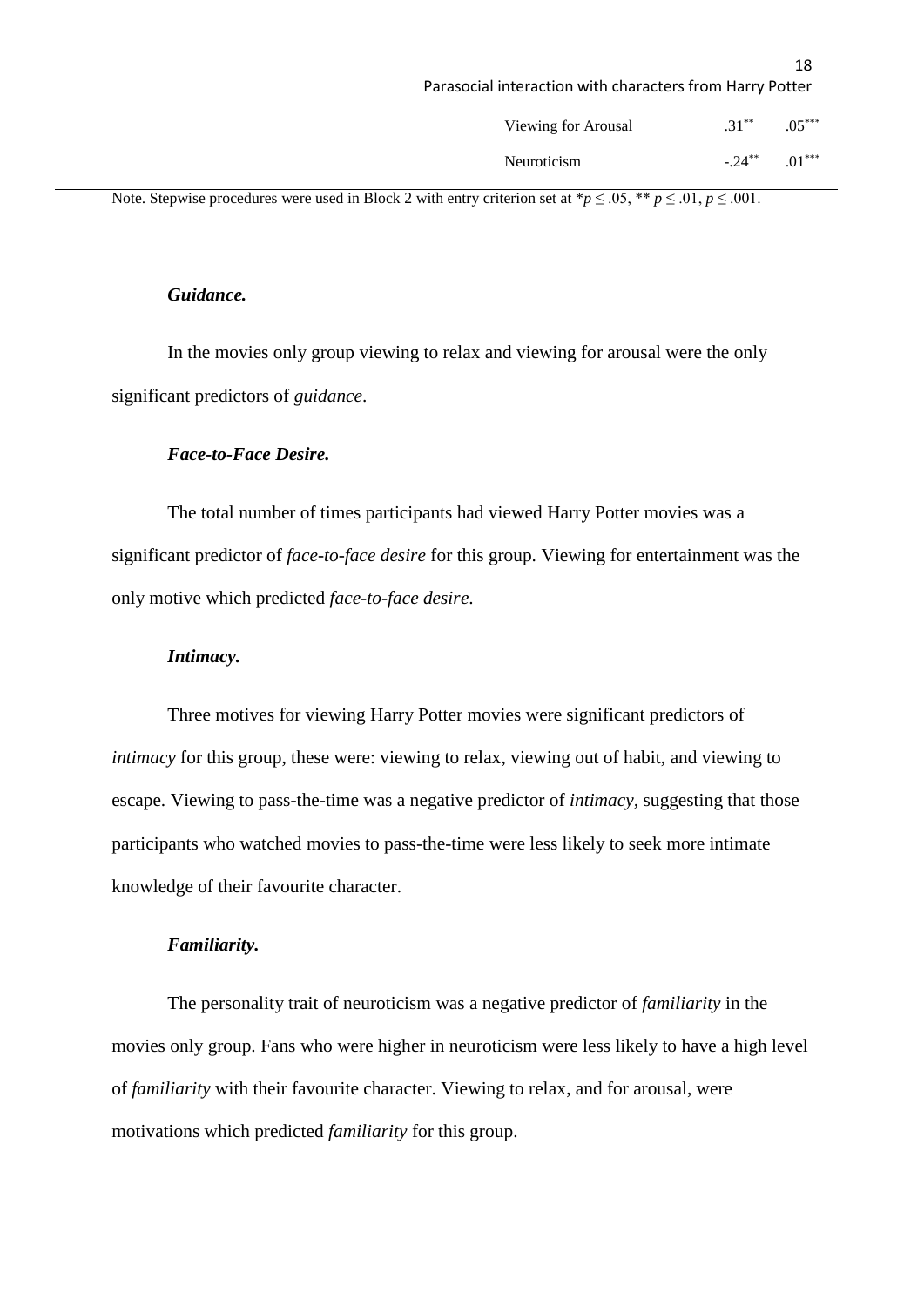| | | |
|---|---|---|
| Viewing for Arousal | $.31^{**}$ | $.05^{***}$ |
| Neuroticism | $-.24^{**}$ | $.01^{***}$ |

Note. Stepwise procedures were used in Block 2 with entry criterion set at $*p \leq .05$, $** p \leq .01$, $p \leq .001$.

#### *Guidance.*

In the movies only group viewing to relax and viewing for arousal were the only significant predictors of *guidance*.

#### *Face-to-Face Desire.*

The total number of times participants had viewed Harry Potter movies was a significant predictor of *face-to-face desire* for this group. Viewing for entertainment was the only motive which predicted *face-to-face desire*.

#### *Intimacy.*

Three motives for viewing Harry Potter movies were significant predictors of *intimacy* for this group, these were: viewing to relax, viewing out of habit, and viewing to escape. Viewing to pass-the-time was a negative predictor of *intimacy*, suggesting that those participants who watched movies to pass-the-time were less likely to seek more intimate knowledge of their favourite character.

#### *Familiarity.*

The personality trait of neuroticism was a negative predictor of *familiarity* in the movies only group. Fans who were higher in neuroticism were less likely to have a high level of *familiarity* with their favourite character. Viewing to relax, and for arousal, were motivations which predicted *familiarity* for this group.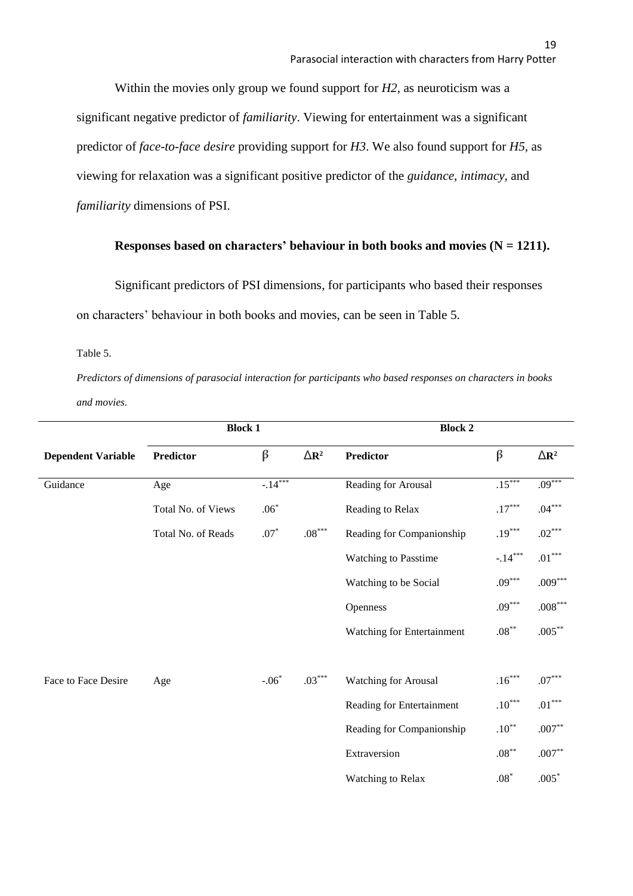Within the movies only group we found support for *H2*, as neuroticism was a significant negative predictor of *familiarity*. Viewing for entertainment was a significant predictor of *face-to-face desire* providing support for *H3*. We also found support for *H5*, as viewing for relaxation was a significant positive predictor of the *guidance*, *intimacy*, and *familiarity* dimensions of PSI.

**Responses based on characters' behaviour in both books and movies (N = 1211).**

Significant predictors of PSI dimensions, for participants who based their responses on characters' behaviour in both books and movies, can be seen in Table 5.

Table 5.

*Predictors of dimensions of parasocial interaction for participants who based responses on characters in books and movies.*

| | Block 1 | | | Block 2 | | |
|---|---|---|---|---|---|---|
| **Dependent Variable** | **Predictor** | β | $\Delta R^2$ | **Predictor** | β | $\Delta R^2$ |
| Guidance | Age | $-.14^{***}$ | | Reading for Arousal | $.15^{***}$ | $.09^{***}$ |
| | Total No. of Views | $.06^{*}$ | | Reading to Relax | $.17^{***}$ | $.04^{***}$ |
| | Total No. of Reads | $.07^{*}$ | $.08^{***}$ | Reading for Companionship | $.19^{***}$ | $.02^{***}$ |
| | | | | Watching to Passtime | $-.14^{***}$ | $.01^{***}$ |
| | | | | Watching to be Social | $.09^{***}$ | $.009^{***}$ |
| | | | | Openness | $.09^{***}$ | $.008^{***}$ |
| | | | | Watching for Entertainment | $.08^{**}$ | $.005^{**}$ |
| Face to Face Desire | Age | $-.06^{*}$ | $.03^{***}$ | Watching for Arousal | $.16^{***}$ | $.07^{***}$ |
| | | | | Reading for Entertainment | $.10^{***}$ | $.01^{***}$ |
| | | | | Reading for Companionship | $.10^{**}$ | $.007^{**}$ |
| | | | | Extraversion | $.08^{**}$ | $.007^{**}$ |
| | | | | Watching to Relax | $.08^{*}$ | $.005^{*}$ |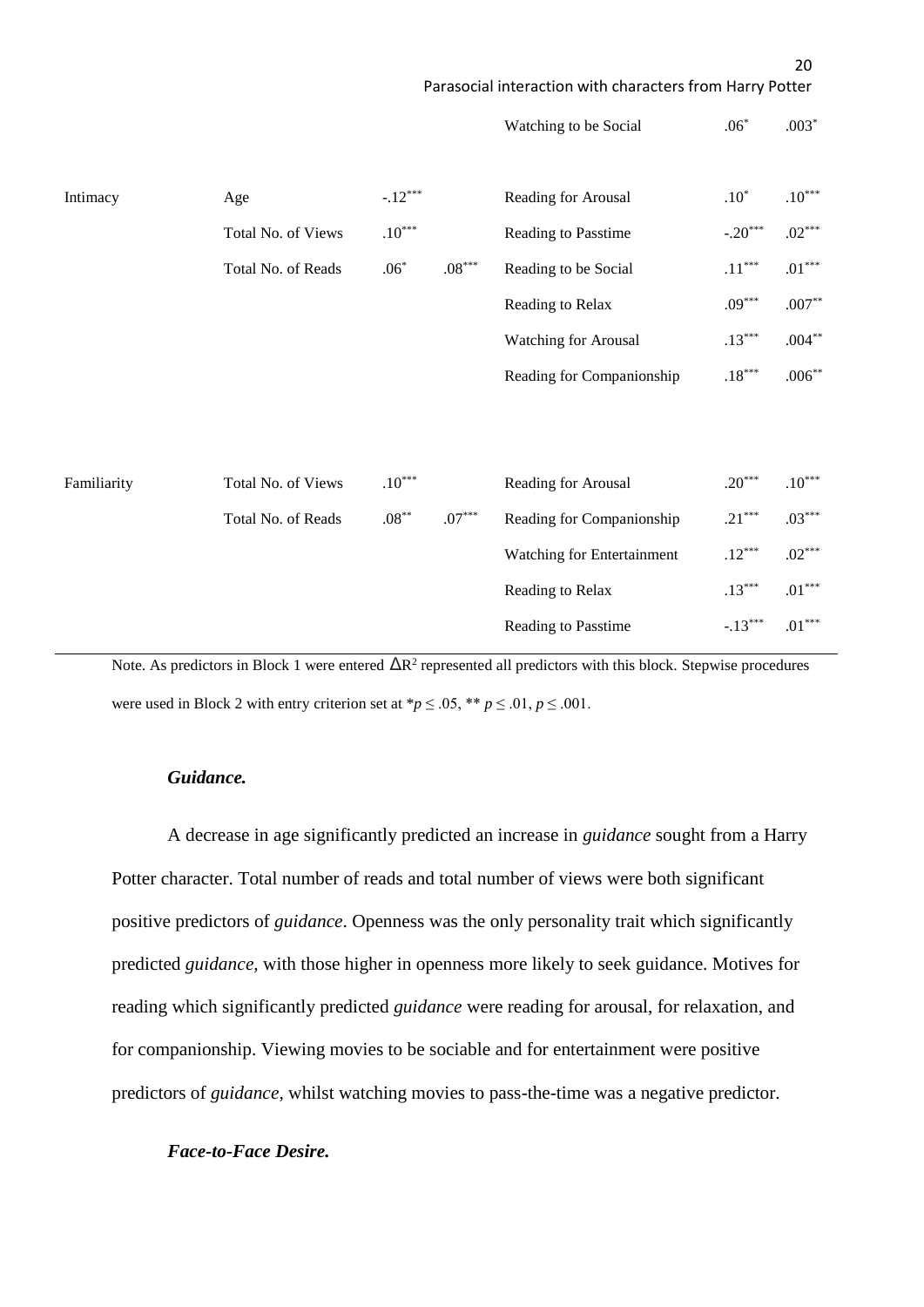| | | | | | | |
|---|---|---|---|---|---|---|
| | | | | Watching to be Social | $.06^{*}$ | $.003^{*}$ |
| Intimacy | Age | $-.12^{***}$ | | Reading for Arousal | $.10^{*}$ | $.10^{***}$ |
| | Total No. of Views | $.10^{***}$ | | Reading to Passtime | $-.20^{***}$ | $.02^{***}$ |
| | Total No. of Reads | $.06^{*}$ | $.08^{***}$ | Reading to be Social | $.11^{***}$ | $.01^{***}$ |
| | | | | Reading to Relax | $.09^{***}$ | $.007^{**}$ |
| | | | | Watching for Arousal | $.13^{***}$ | $.004^{**}$ |
| | | | | Reading for Companionship | $.18^{***}$ | $.006^{**}$ |
| Familiarity | Total No. of Views | $.10^{***}$ | | Reading for Arousal | $.20^{***}$ | $.10^{***}$ |
| | Total No. of Reads | $.08^{**}$ | $.07^{***}$ | Reading for Companionship | $.21^{***}$ | $.03^{***}$ |
| | | | | Watching for Entertainment | $.12^{***}$ | $.02^{***}$ |
| | | | | Reading to Relax | $.13^{***}$ | $.01^{***}$ |
| | | | | Reading to Passtime | $-.13^{***}$ | $.01^{***}$ |

Note. As predictors in Block 1 were entered $\Delta R^2$ represented all predictors with this block. Stepwise procedures were used in Block 2 with entry criterion set at $*p \leq .05$, $** p \leq .01$, $p \leq .001$.

### *Guidance.*

A decrease in age significantly predicted an increase in *guidance* sought from a Harry Potter character. Total number of reads and total number of views were both significant positive predictors of *guidance*. Openness was the only personality trait which significantly predicted *guidance*, with those higher in openness more likely to seek guidance. Motives for reading which significantly predicted *guidance* were reading for arousal, for relaxation, and for companionship. Viewing movies to be sociable and for entertainment were positive predictors of *guidance*, whilst watching movies to pass-the-time was a negative predictor.

### *Face-to-Face Desire.*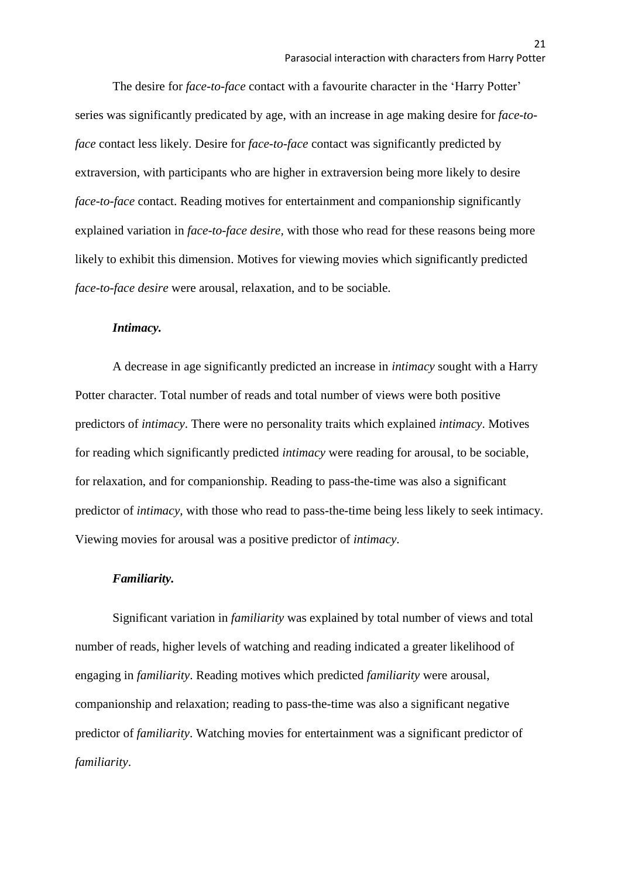The desire for *face-to-face* contact with a favourite character in the 'Harry Potter' series was significantly predicated by age, with an increase in age making desire for *face-to-face* contact less likely. Desire for *face-to-face* contact was significantly predicted by extraversion, with participants who are higher in extraversion being more likely to desire *face-to-face* contact. Reading motives for entertainment and companionship significantly explained variation in *face-to-face desire,* with those who read for these reasons being more likely to exhibit this dimension. Motives for viewing movies which significantly predicted *face-to-face desire* were arousal, relaxation, and to be sociable.

***Intimacy.***

A decrease in age significantly predicted an increase in *intimacy* sought with a Harry Potter character. Total number of reads and total number of views were both positive predictors of *intimacy*. There were no personality traits which explained *intimacy*. Motives for reading which significantly predicted *intimacy* were reading for arousal, to be sociable, for relaxation, and for companionship. Reading to pass-the-time was also a significant predictor of *intimacy*, with those who read to pass-the-time being less likely to seek intimacy. Viewing movies for arousal was a positive predictor of *intimacy*.

***Familiarity.***

Significant variation in *familiarity* was explained by total number of views and total number of reads, higher levels of watching and reading indicated a greater likelihood of engaging in *familiarity*. Reading motives which predicted *familiarity* were arousal, companionship and relaxation; reading to pass-the-time was also a significant negative predictor of *familiarity*. Watching movies for entertainment was a significant predictor of *familiarity*.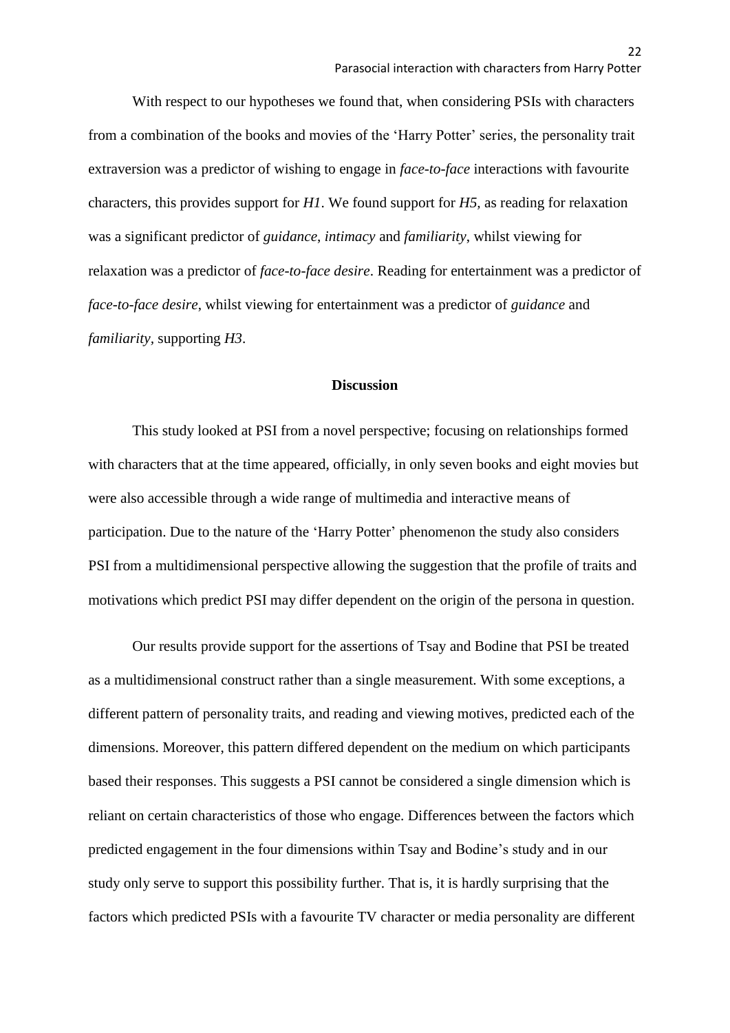With respect to our hypotheses we found that, when considering PSIs with characters from a combination of the books and movies of the ‘Harry Potter’ series, the personality trait extraversion was a predictor of wishing to engage in *face-to-face* interactions with favourite characters, this provides support for *H1*. We found support for *H5,* as reading for relaxation was a significant predictor of *guidance, intimacy* and *familiarity,* whilst viewing for relaxation was a predictor of *face-to-face desire*. Reading for entertainment was a predictor of *face-to-face desire*, whilst viewing for entertainment was a predictor of *guidance* and *familiarity,* supporting *H3*.

## Discussion

This study looked at PSI from a novel perspective; focusing on relationships formed with characters that at the time appeared, officially, in only seven books and eight movies but were also accessible through a wide range of multimedia and interactive means of participation. Due to the nature of the ‘Harry Potter’ phenomenon the study also considers PSI from a multidimensional perspective allowing the suggestion that the profile of traits and motivations which predict PSI may differ dependent on the origin of the persona in question.

Our results provide support for the assertions of Tsay and Bodine that PSI be treated as a multidimensional construct rather than a single measurement. With some exceptions, a different pattern of personality traits, and reading and viewing motives, predicted each of the dimensions. Moreover, this pattern differed dependent on the medium on which participants based their responses. This suggests a PSI cannot be considered a single dimension which is reliant on certain characteristics of those who engage. Differences between the factors which predicted engagement in the four dimensions within Tsay and Bodine’s study and in our study only serve to support this possibility further. That is, it is hardly surprising that the factors which predicted PSIs with a favourite TV character or media personality are different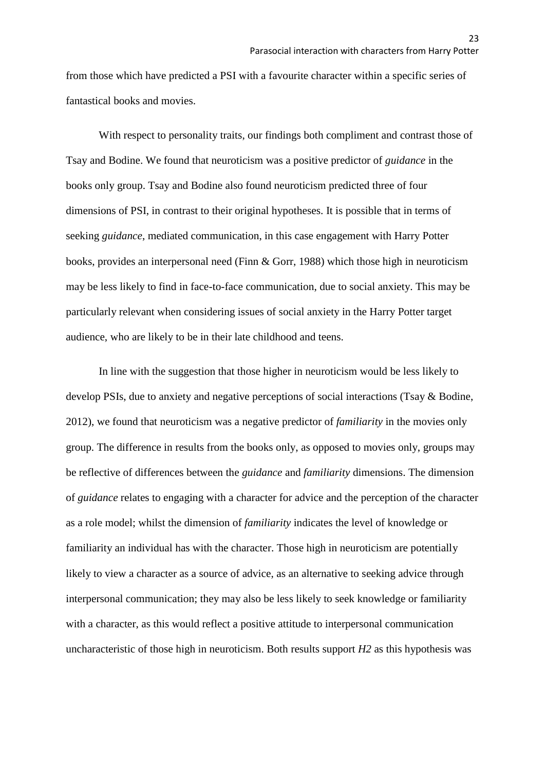from those which have predicted a PSI with a favourite character within a specific series of fantastical books and movies.

With respect to personality traits, our findings both compliment and contrast those of Tsay and Bodine. We found that neuroticism was a positive predictor of *guidance* in the books only group. Tsay and Bodine also found neuroticism predicted three of four dimensions of PSI, in contrast to their original hypotheses. It is possible that in terms of seeking *guidance*, mediated communication, in this case engagement with Harry Potter books, provides an interpersonal need (Finn & Gorr, 1988) which those high in neuroticism may be less likely to find in face-to-face communication, due to social anxiety. This may be particularly relevant when considering issues of social anxiety in the Harry Potter target audience, who are likely to be in their late childhood and teens.

In line with the suggestion that those higher in neuroticism would be less likely to develop PSIs, due to anxiety and negative perceptions of social interactions (Tsay & Bodine, 2012), we found that neuroticism was a negative predictor of *familiarity* in the movies only group. The difference in results from the books only, as opposed to movies only, groups may be reflective of differences between the *guidance* and *familiarity* dimensions. The dimension of *guidance* relates to engaging with a character for advice and the perception of the character as a role model; whilst the dimension of *familiarity* indicates the level of knowledge or familiarity an individual has with the character. Those high in neuroticism are potentially likely to view a character as a source of advice, as an alternative to seeking advice through interpersonal communication; they may also be less likely to seek knowledge or familiarity with a character, as this would reflect a positive attitude to interpersonal communication uncharacteristic of those high in neuroticism. Both results support *H2* as this hypothesis was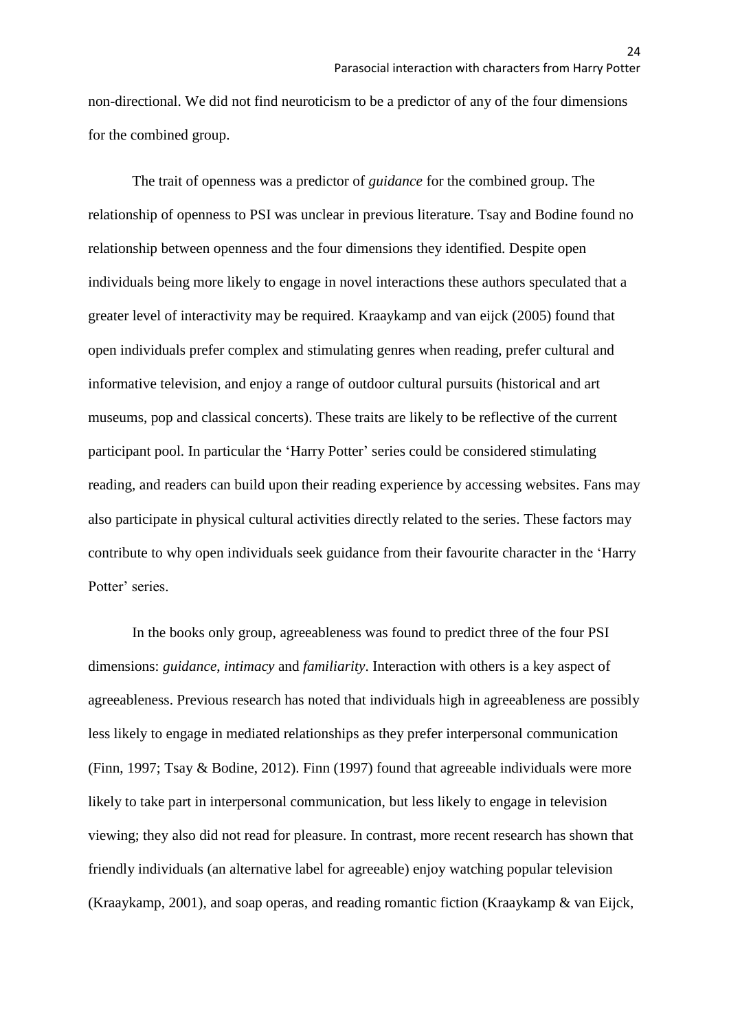non-directional. We did not find neuroticism to be a predictor of any of the four dimensions for the combined group.

The trait of openness was a predictor of *guidance* for the combined group. The relationship of openness to PSI was unclear in previous literature. Tsay and Bodine found no relationship between openness and the four dimensions they identified. Despite open individuals being more likely to engage in novel interactions these authors speculated that a greater level of interactivity may be required. Kraaykamp and van eijck (2005) found that open individuals prefer complex and stimulating genres when reading, prefer cultural and informative television, and enjoy a range of outdoor cultural pursuits (historical and art museums, pop and classical concerts). These traits are likely to be reflective of the current participant pool. In particular the 'Harry Potter' series could be considered stimulating reading, and readers can build upon their reading experience by accessing websites. Fans may also participate in physical cultural activities directly related to the series. These factors may contribute to why open individuals seek guidance from their favourite character in the 'Harry Potter' series.

In the books only group, agreeableness was found to predict three of the four PSI dimensions: *guidance*, *intimacy* and *familiarity*. Interaction with others is a key aspect of agreeableness. Previous research has noted that individuals high in agreeableness are possibly less likely to engage in mediated relationships as they prefer interpersonal communication (Finn, 1997; Tsay & Bodine, 2012). Finn (1997) found that agreeable individuals were more likely to take part in interpersonal communication, but less likely to engage in television viewing; they also did not read for pleasure. In contrast, more recent research has shown that friendly individuals (an alternative label for agreeable) enjoy watching popular television (Kraaykamp, 2001), and soap operas, and reading romantic fiction (Kraaykamp & van Eijck,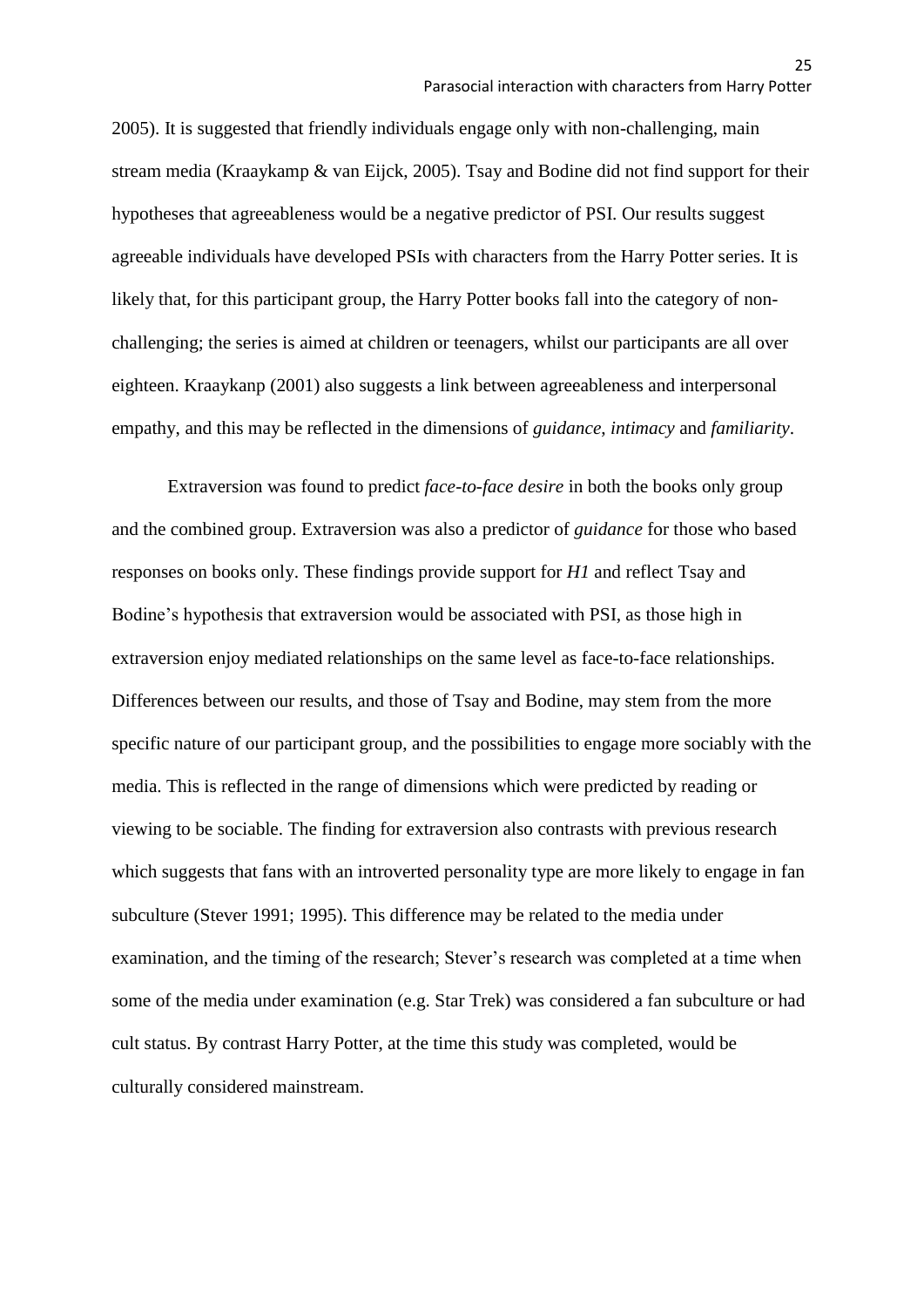2005). It is suggested that friendly individuals engage only with non-challenging, main stream media (Kraaykamp & van Eijck, 2005). Tsay and Bodine did not find support for their hypotheses that agreeableness would be a negative predictor of PSI. Our results suggest agreeable individuals have developed PSIs with characters from the Harry Potter series. It is likely that, for this participant group, the Harry Potter books fall into the category of non-challenging; the series is aimed at children or teenagers, whilst our participants are all over eighteen. Kraaykanp (2001) also suggests a link between agreeableness and interpersonal empathy, and this may be reflected in the dimensions of *guidance*, *intimacy* and *familiarity*.

Extraversion was found to predict *face-to-face desire* in both the books only group and the combined group. Extraversion was also a predictor of *guidance* for those who based responses on books only. These findings provide support for *H1* and reflect Tsay and Bodine's hypothesis that extraversion would be associated with PSI, as those high in extraversion enjoy mediated relationships on the same level as face-to-face relationships. Differences between our results, and those of Tsay and Bodine, may stem from the more specific nature of our participant group, and the possibilities to engage more sociably with the media. This is reflected in the range of dimensions which were predicted by reading or viewing to be sociable. The finding for extraversion also contrasts with previous research which suggests that fans with an introverted personality type are more likely to engage in fan subculture (Stever 1991; 1995). This difference may be related to the media under examination, and the timing of the research; Stever's research was completed at a time when some of the media under examination (e.g. Star Trek) was considered a fan subculture or had cult status. By contrast Harry Potter, at the time this study was completed, would be culturally considered mainstream.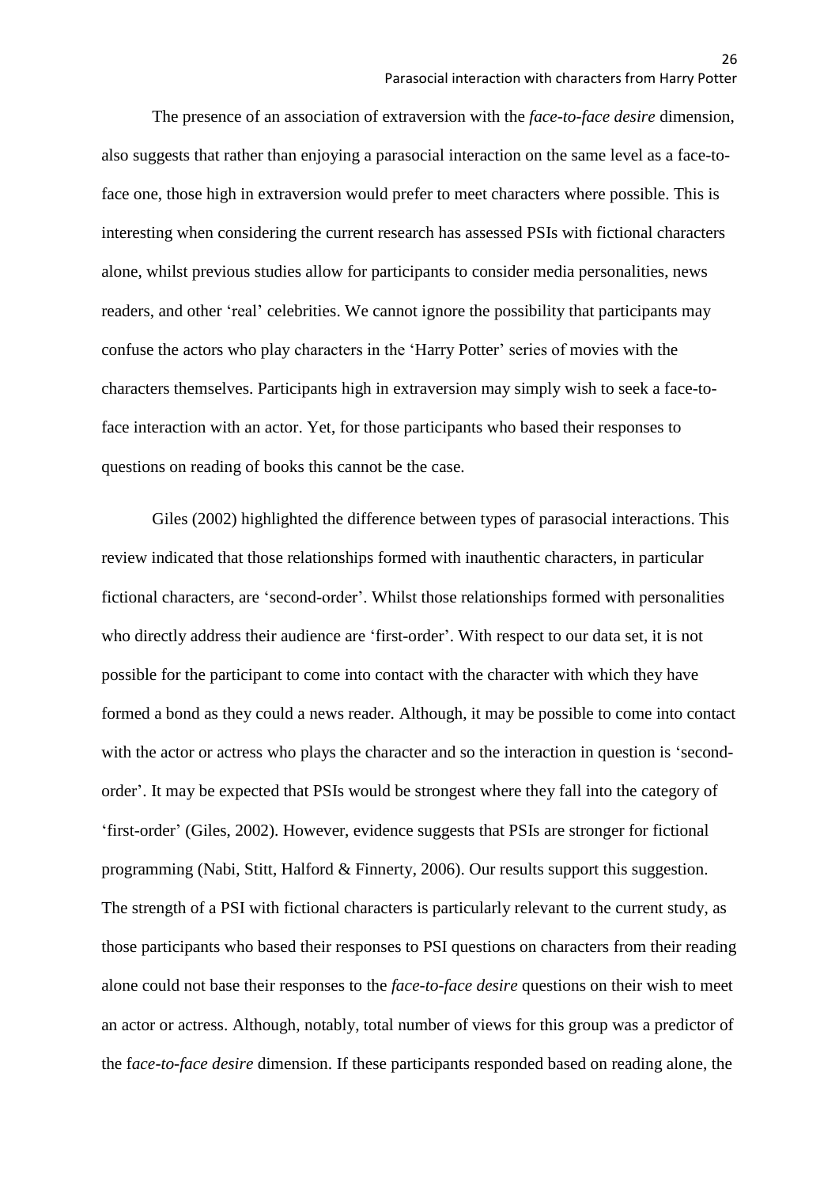The presence of an association of extraversion with the *face-to-face desire* dimension, also suggests that rather than enjoying a parasocial interaction on the same level as a face-to-face one, those high in extraversion would prefer to meet characters where possible. This is interesting when considering the current research has assessed PSIs with fictional characters alone, whilst previous studies allow for participants to consider media personalities, news readers, and other 'real' celebrities. We cannot ignore the possibility that participants may confuse the actors who play characters in the 'Harry Potter' series of movies with the characters themselves. Participants high in extraversion may simply wish to seek a face-to-face interaction with an actor. Yet, for those participants who based their responses to questions on reading of books this cannot be the case.

Giles (2002) highlighted the difference between types of parasocial interactions. This review indicated that those relationships formed with inauthentic characters, in particular fictional characters, are 'second-order'. Whilst those relationships formed with personalities who directly address their audience are 'first-order'. With respect to our data set, it is not possible for the participant to come into contact with the character with which they have formed a bond as they could a news reader. Although, it may be possible to come into contact with the actor or actress who plays the character and so the interaction in question is 'second-order'. It may be expected that PSIs would be strongest where they fall into the category of 'first-order' (Giles, 2002). However, evidence suggests that PSIs are stronger for fictional programming (Nabi, Stitt, Halford & Finnerty, 2006). Our results support this suggestion. The strength of a PSI with fictional characters is particularly relevant to the current study, as those participants who based their responses to PSI questions on characters from their reading alone could not base their responses to the *face-to-face desire* questions on their wish to meet an actor or actress. Although, notably, total number of views for this group was a predictor of the f*ace-to-face desire* dimension. If these participants responded based on reading alone, the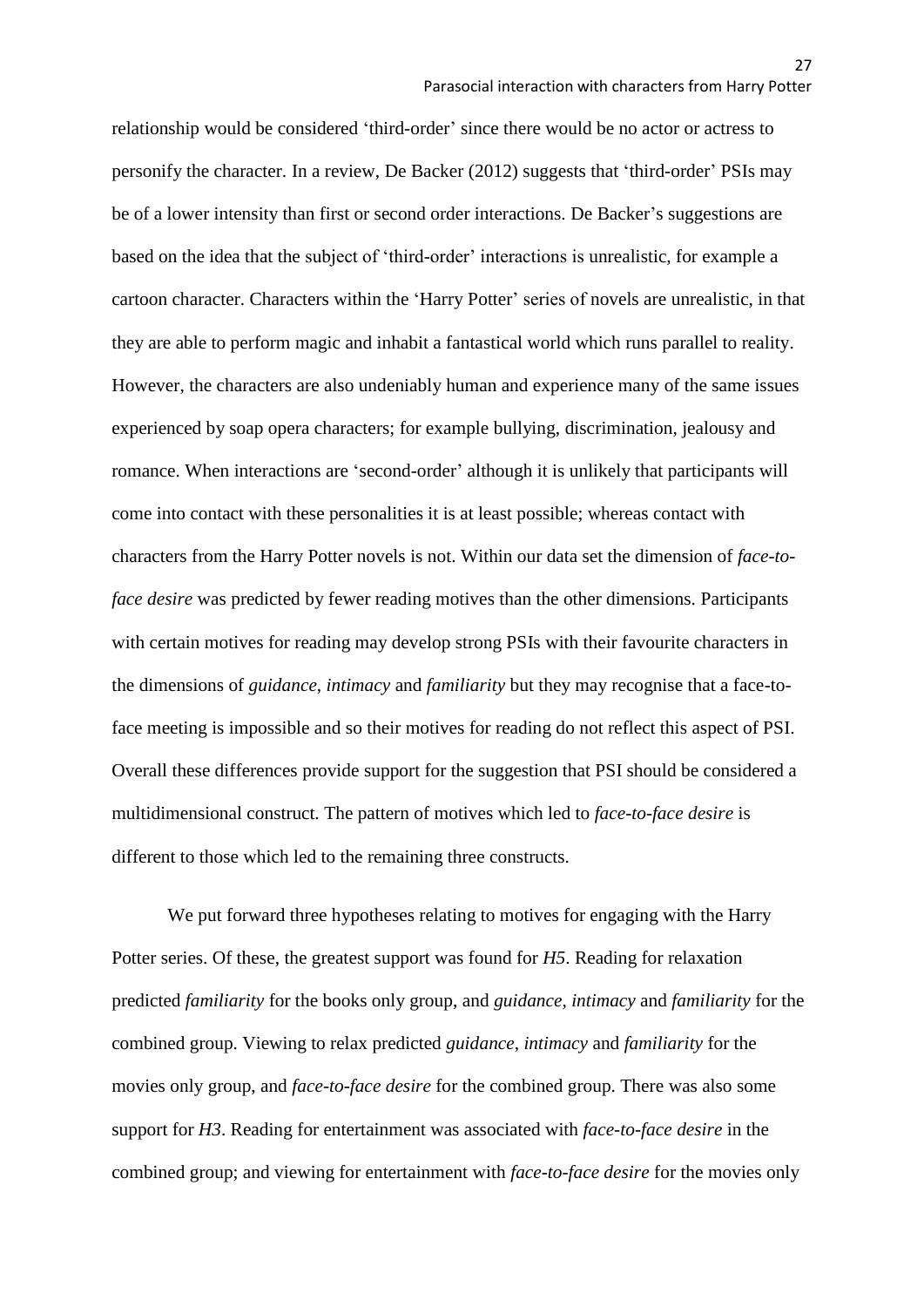relationship would be considered 'third-order' since there would be no actor or actress to personify the character. In a review, De Backer (2012) suggests that 'third-order' PSIs may be of a lower intensity than first or second order interactions. De Backer's suggestions are based on the idea that the subject of 'third-order' interactions is unrealistic, for example a cartoon character. Characters within the 'Harry Potter' series of novels are unrealistic, in that they are able to perform magic and inhabit a fantastical world which runs parallel to reality. However, the characters are also undeniably human and experience many of the same issues experienced by soap opera characters; for example bullying, discrimination, jealousy and romance. When interactions are 'second-order' although it is unlikely that participants will come into contact with these personalities it is at least possible; whereas contact with characters from the Harry Potter novels is not. Within our data set the dimension of *face-to-face desire* was predicted by fewer reading motives than the other dimensions. Participants with certain motives for reading may develop strong PSIs with their favourite characters in the dimensions of *guidance*, *intimacy* and *familiarity* but they may recognise that a face-to-face meeting is impossible and so their motives for reading do not reflect this aspect of PSI. Overall these differences provide support for the suggestion that PSI should be considered a multidimensional construct. The pattern of motives which led to *face-to-face desire* is different to those which led to the remaining three constructs.

We put forward three hypotheses relating to motives for engaging with the Harry Potter series. Of these, the greatest support was found for *H5*. Reading for relaxation predicted *familiarity* for the books only group, and *guidance*, *intimacy* and *familiarity* for the combined group. Viewing to relax predicted *guidance*, *intimacy* and *familiarity* for the movies only group, and *face-to-face desire* for the combined group. There was also some support for *H3*. Reading for entertainment was associated with *face-to-face desire* in the combined group; and viewing for entertainment with *face-to-face desire* for the movies only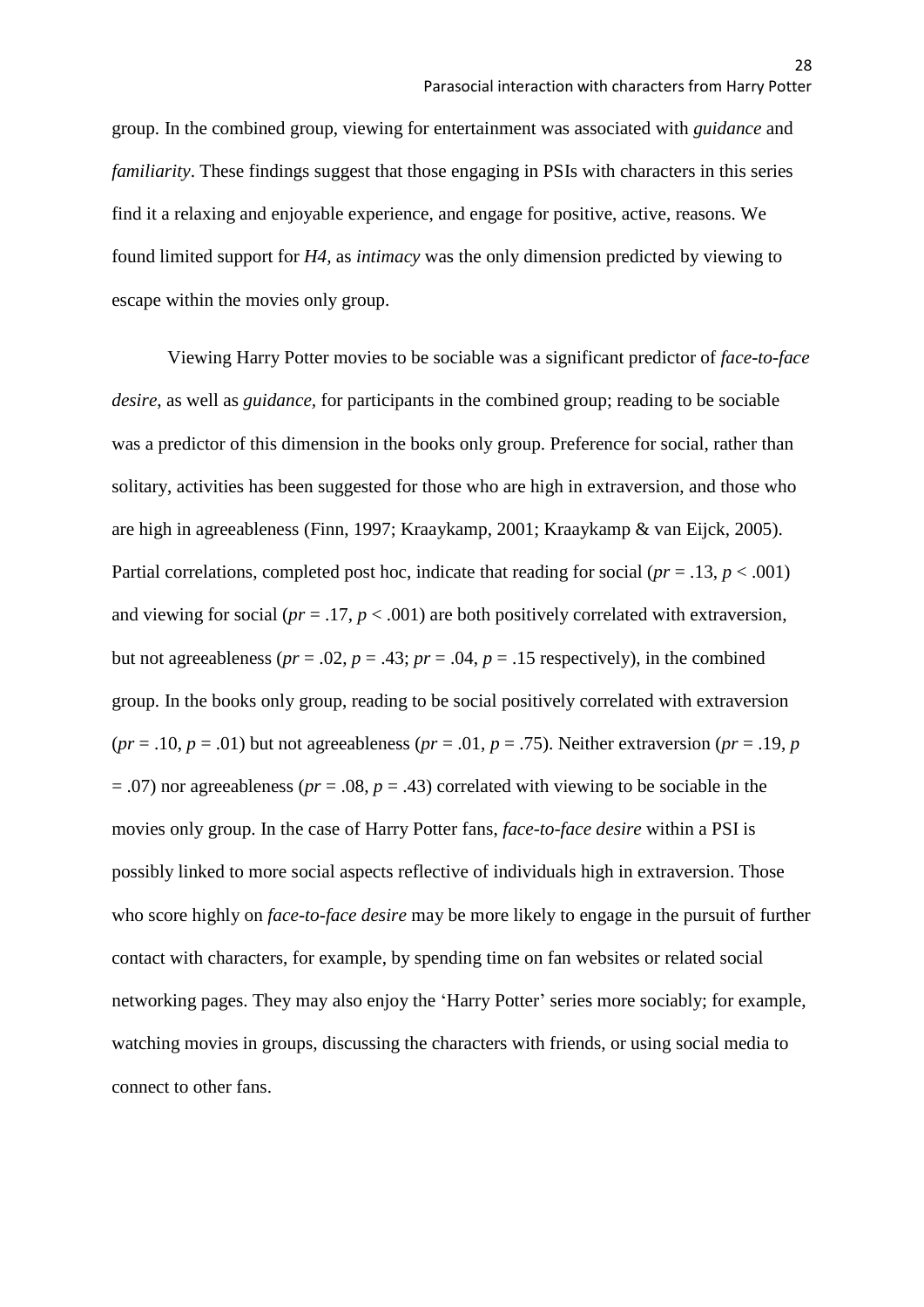group. In the combined group, viewing for entertainment was associated with *guidance* and *familiarity*. These findings suggest that those engaging in PSIs with characters in this series find it a relaxing and enjoyable experience, and engage for positive, active, reasons. We found limited support for *H4*, as *intimacy* was the only dimension predicted by viewing to escape within the movies only group.

Viewing Harry Potter movies to be sociable was a significant predictor of *face-to-face desire*, as well as *guidance*, for participants in the combined group; reading to be sociable was a predictor of this dimension in the books only group. Preference for social, rather than solitary, activities has been suggested for those who are high in extraversion, and those who are high in agreeableness (Finn, 1997; Kraaykamp, 2001; Kraaykamp & van Eijck, 2005). Partial correlations, completed post hoc, indicate that reading for social ($pr = .13$, $p < .001$) and viewing for social ($pr = .17$, $p < .001$) are both positively correlated with extraversion, but not agreeableness ($pr = .02$, $p = .43$; $pr = .04$, $p = .15$ respectively), in the combined group. In the books only group, reading to be social positively correlated with extraversion ($pr = .10$, $p = .01$) but not agreeableness ($pr = .01$, $p = .75$). Neither extraversion ($pr = .19$, $p = .07$) nor agreeableness ($pr = .08$, $p = .43$) correlated with viewing to be sociable in the movies only group. In the case of Harry Potter fans, *face-to-face desire* within a PSI is possibly linked to more social aspects reflective of individuals high in extraversion. Those who score highly on *face-to-face desire* may be more likely to engage in the pursuit of further contact with characters, for example, by spending time on fan websites or related social networking pages. They may also enjoy the 'Harry Potter' series more sociably; for example, watching movies in groups, discussing the characters with friends, or using social media to connect to other fans.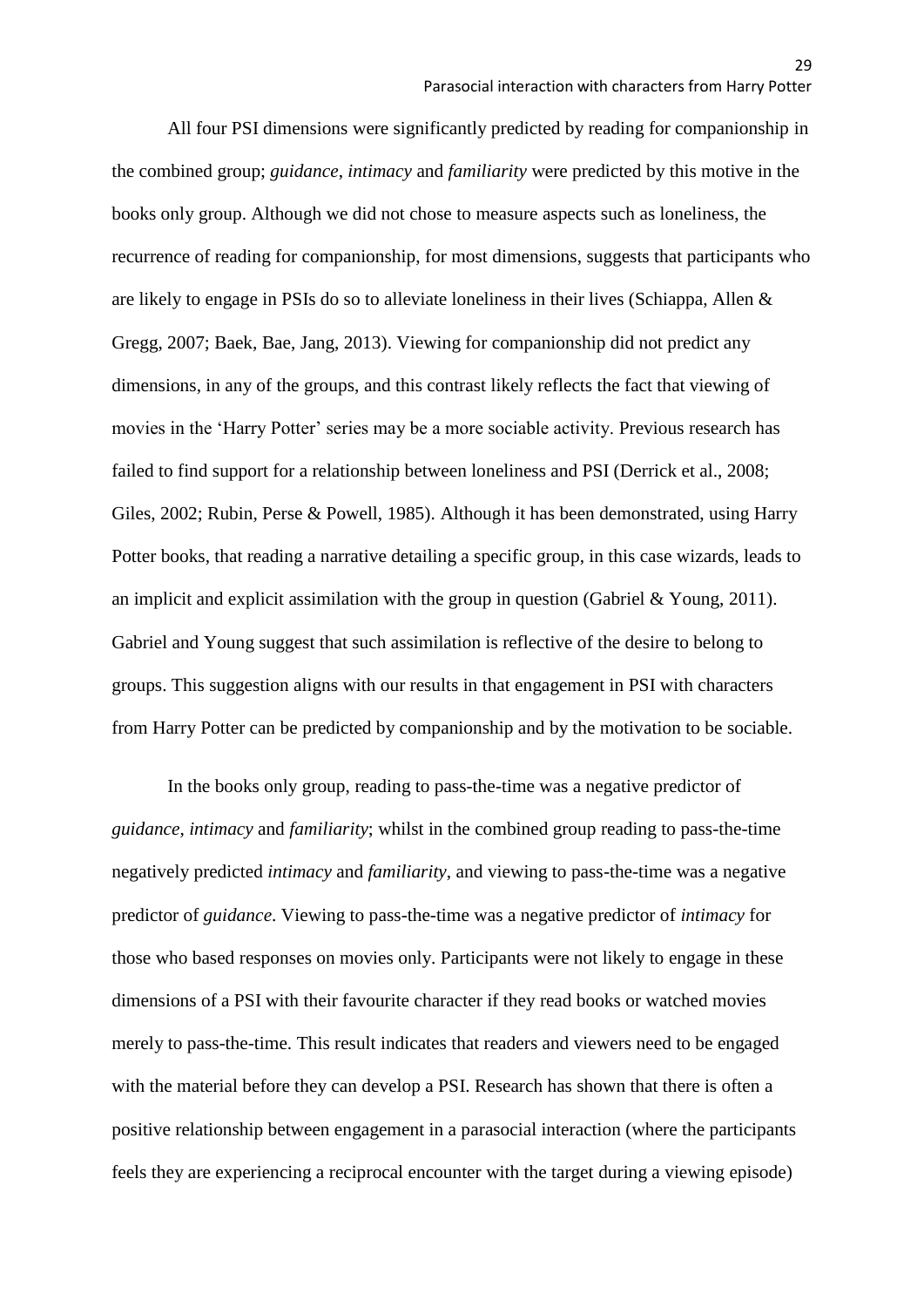All four PSI dimensions were significantly predicted by reading for companionship in the combined group; *guidance*, *intimacy* and *familiarity* were predicted by this motive in the books only group. Although we did not chose to measure aspects such as loneliness, the recurrence of reading for companionship, for most dimensions, suggests that participants who are likely to engage in PSIs do so to alleviate loneliness in their lives (Schiappa, Allen & Gregg, 2007; Baek, Bae, Jang, 2013). Viewing for companionship did not predict any dimensions, in any of the groups, and this contrast likely reflects the fact that viewing of movies in the 'Harry Potter' series may be a more sociable activity. Previous research has failed to find support for a relationship between loneliness and PSI (Derrick et al., 2008; Giles, 2002; Rubin, Perse & Powell, 1985). Although it has been demonstrated, using Harry Potter books, that reading a narrative detailing a specific group, in this case wizards, leads to an implicit and explicit assimilation with the group in question (Gabriel & Young, 2011). Gabriel and Young suggest that such assimilation is reflective of the desire to belong to groups. This suggestion aligns with our results in that engagement in PSI with characters from Harry Potter can be predicted by companionship and by the motivation to be sociable.

In the books only group, reading to pass-the-time was a negative predictor of *guidance*, *intimacy* and *familiarity*; whilst in the combined group reading to pass-the-time negatively predicted *intimacy* and *familiarity*, and viewing to pass-the-time was a negative predictor of *guidance*. Viewing to pass-the-time was a negative predictor of *intimacy* for those who based responses on movies only. Participants were not likely to engage in these dimensions of a PSI with their favourite character if they read books or watched movies merely to pass-the-time. This result indicates that readers and viewers need to be engaged with the material before they can develop a PSI. Research has shown that there is often a positive relationship between engagement in a parasocial interaction (where the participants feels they are experiencing a reciprocal encounter with the target during a viewing episode)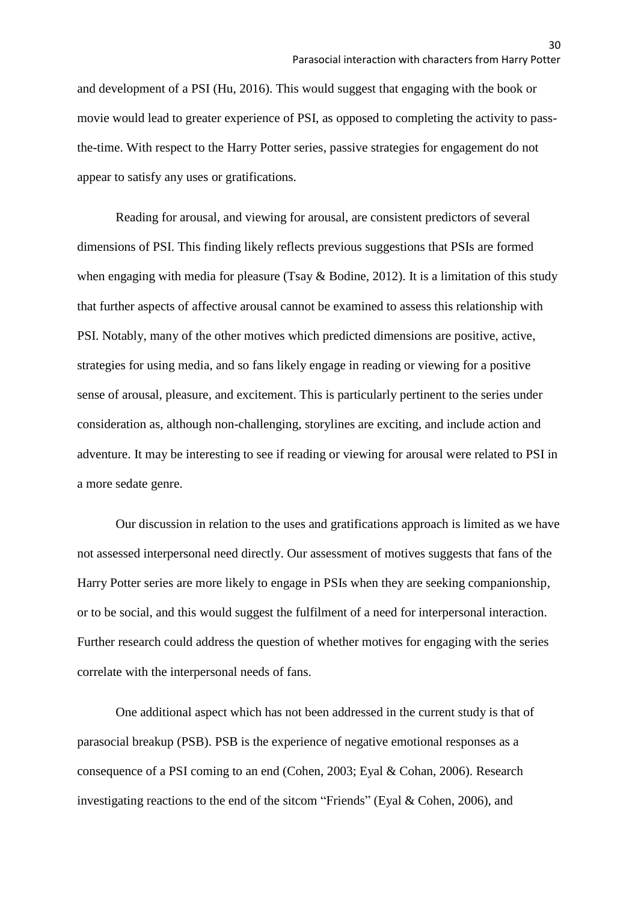and development of a PSI (Hu, 2016). This would suggest that engaging with the book or movie would lead to greater experience of PSI, as opposed to completing the activity to pass-the-time. With respect to the Harry Potter series, passive strategies for engagement do not appear to satisfy any uses or gratifications.

Reading for arousal, and viewing for arousal, are consistent predictors of several dimensions of PSI. This finding likely reflects previous suggestions that PSIs are formed when engaging with media for pleasure (Tsay & Bodine, 2012). It is a limitation of this study that further aspects of affective arousal cannot be examined to assess this relationship with PSI. Notably, many of the other motives which predicted dimensions are positive, active, strategies for using media, and so fans likely engage in reading or viewing for a positive sense of arousal, pleasure, and excitement. This is particularly pertinent to the series under consideration as, although non-challenging, storylines are exciting, and include action and adventure. It may be interesting to see if reading or viewing for arousal were related to PSI in a more sedate genre.

Our discussion in relation to the uses and gratifications approach is limited as we have not assessed interpersonal need directly. Our assessment of motives suggests that fans of the Harry Potter series are more likely to engage in PSIs when they are seeking companionship, or to be social, and this would suggest the fulfilment of a need for interpersonal interaction. Further research could address the question of whether motives for engaging with the series correlate with the interpersonal needs of fans.

One additional aspect which has not been addressed in the current study is that of parasocial breakup (PSB). PSB is the experience of negative emotional responses as a consequence of a PSI coming to an end (Cohen, 2003; Eyal & Cohan, 2006). Research investigating reactions to the end of the sitcom "Friends" (Eyal & Cohen, 2006), and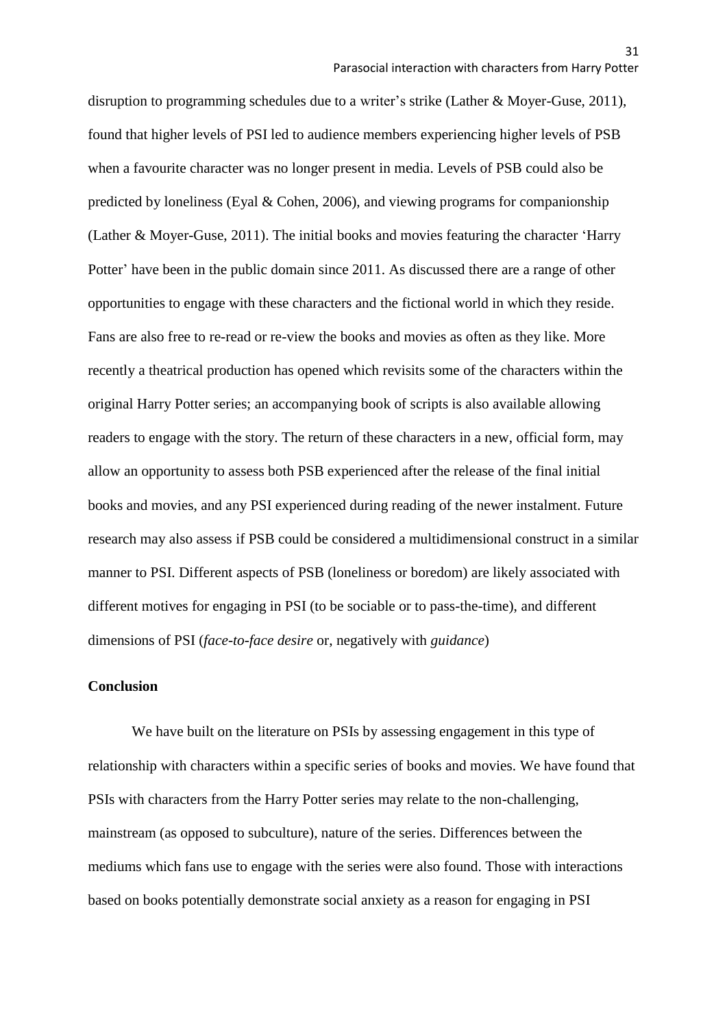disruption to programming schedules due to a writer's strike (Lather & Moyer-Guse, 2011), found that higher levels of PSI led to audience members experiencing higher levels of PSB when a favourite character was no longer present in media. Levels of PSB could also be predicted by loneliness (Eyal & Cohen, 2006), and viewing programs for companionship (Lather & Moyer-Guse, 2011). The initial books and movies featuring the character 'Harry Potter' have been in the public domain since 2011. As discussed there are a range of other opportunities to engage with these characters and the fictional world in which they reside. Fans are also free to re-read or re-view the books and movies as often as they like. More recently a theatrical production has opened which revisits some of the characters within the original Harry Potter series; an accompanying book of scripts is also available allowing readers to engage with the story. The return of these characters in a new, official form, may allow an opportunity to assess both PSB experienced after the release of the final initial books and movies, and any PSI experienced during reading of the newer instalment. Future research may also assess if PSB could be considered a multidimensional construct in a similar manner to PSI. Different aspects of PSB (loneliness or boredom) are likely associated with different motives for engaging in PSI (to be sociable or to pass-the-time), and different dimensions of PSI (*face-to-face desire* or, negatively with *guidance*)

**Conclusion**

We have built on the literature on PSIs by assessing engagement in this type of relationship with characters within a specific series of books and movies. We have found that PSIs with characters from the Harry Potter series may relate to the non-challenging, mainstream (as opposed to subculture), nature of the series. Differences between the mediums which fans use to engage with the series were also found. Those with interactions based on books potentially demonstrate social anxiety as a reason for engaging in PSI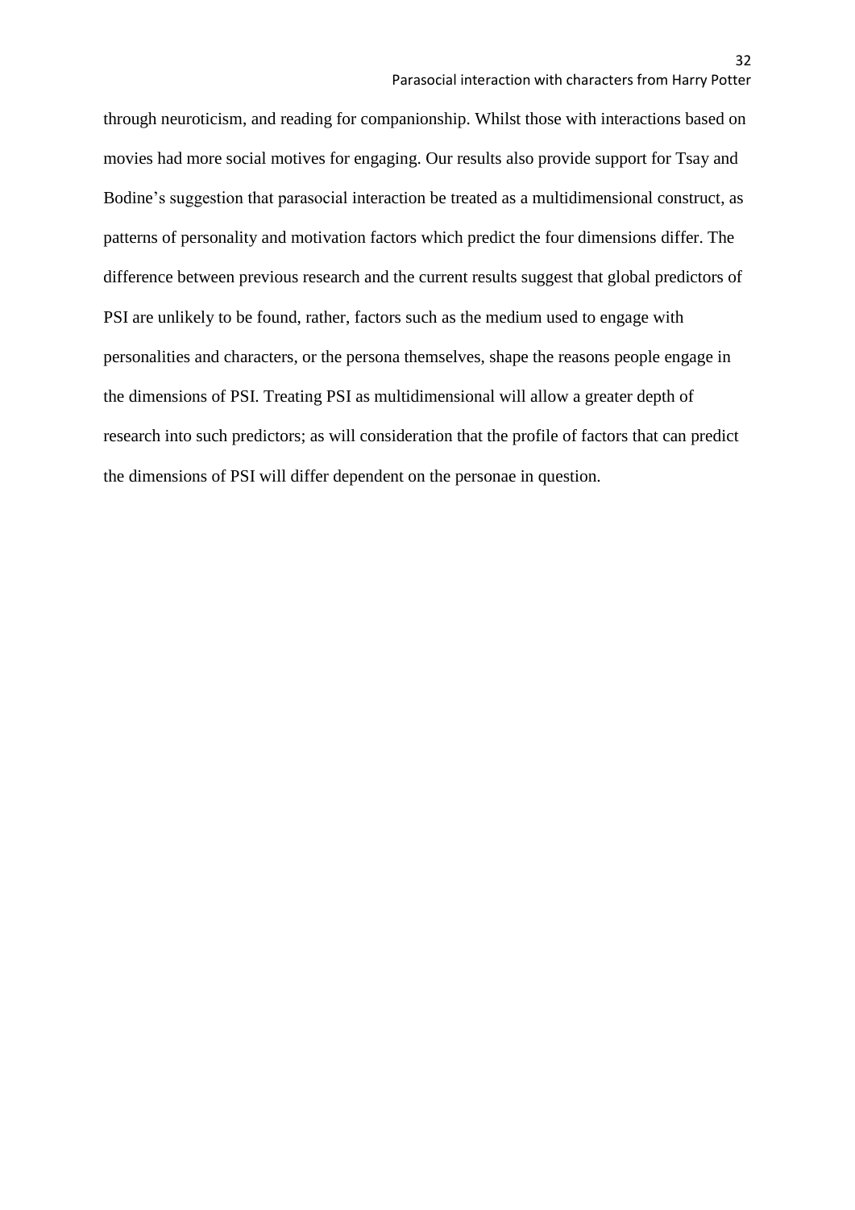through neuroticism, and reading for companionship. Whilst those with interactions based on movies had more social motives for engaging. Our results also provide support for Tsay and Bodine's suggestion that parasocial interaction be treated as a multidimensional construct, as patterns of personality and motivation factors which predict the four dimensions differ. The difference between previous research and the current results suggest that global predictors of PSI are unlikely to be found, rather, factors such as the medium used to engage with personalities and characters, or the persona themselves, shape the reasons people engage in the dimensions of PSI. Treating PSI as multidimensional will allow a greater depth of research into such predictors; as will consideration that the profile of factors that can predict the dimensions of PSI will differ dependent on the personae in question.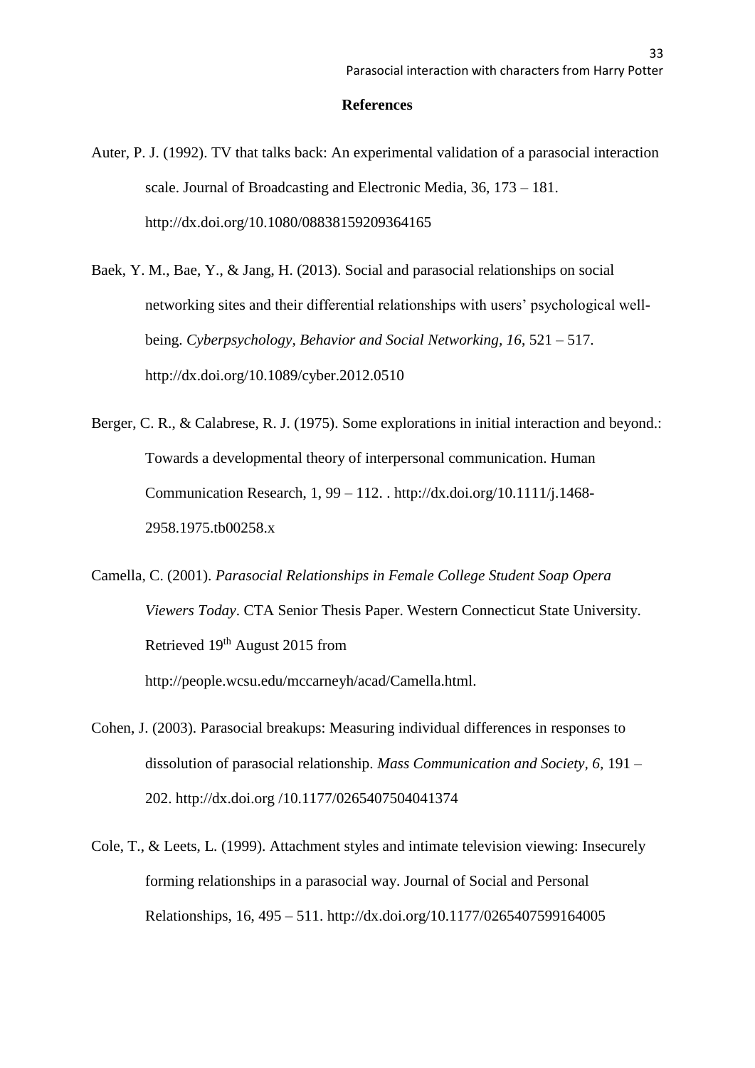## References

Auter, P. J. (1992). TV that talks back: An experimental validation of a parasocial interaction scale. Journal of Broadcasting and Electronic Media, 36, 173 – 181. http://dx.doi.org/10.1080/08838159209364165

Baek, Y. M., Bae, Y., & Jang, H. (2013). Social and parasocial relationships on social networking sites and their differential relationships with users' psychological well-being. *Cyberpsychology, Behavior and Social Networking*, *16*, 521 – 517. http://dx.doi.org/10.1089/cyber.2012.0510

Berger, C. R., & Calabrese, R. J. (1975). Some explorations in initial interaction and beyond.: Towards a developmental theory of interpersonal communication. Human Communication Research, 1, 99 – 112. . http://dx.doi.org/10.1111/j.1468-2958.1975.tb00258.x

Camella, C. (2001). *Parasocial Relationships in Female College Student Soap Opera Viewers Today*. CTA Senior Thesis Paper. Western Connecticut State University. Retrieved 19th August 2015 from http://people.wcsu.edu/mccarneyh/acad/Camella.html.

Cohen, J. (2003). Parasocial breakups: Measuring individual differences in responses to dissolution of parasocial relationship. *Mass Communication and Society*, *6*, 191 – 202. http://dx.doi.org /10.1177/0265407504041374

Cole, T., & Leets, L. (1999). Attachment styles and intimate television viewing: Insecurely forming relationships in a parasocial way. Journal of Social and Personal Relationships, 16, 495 – 511. http://dx.doi.org/10.1177/0265407599164005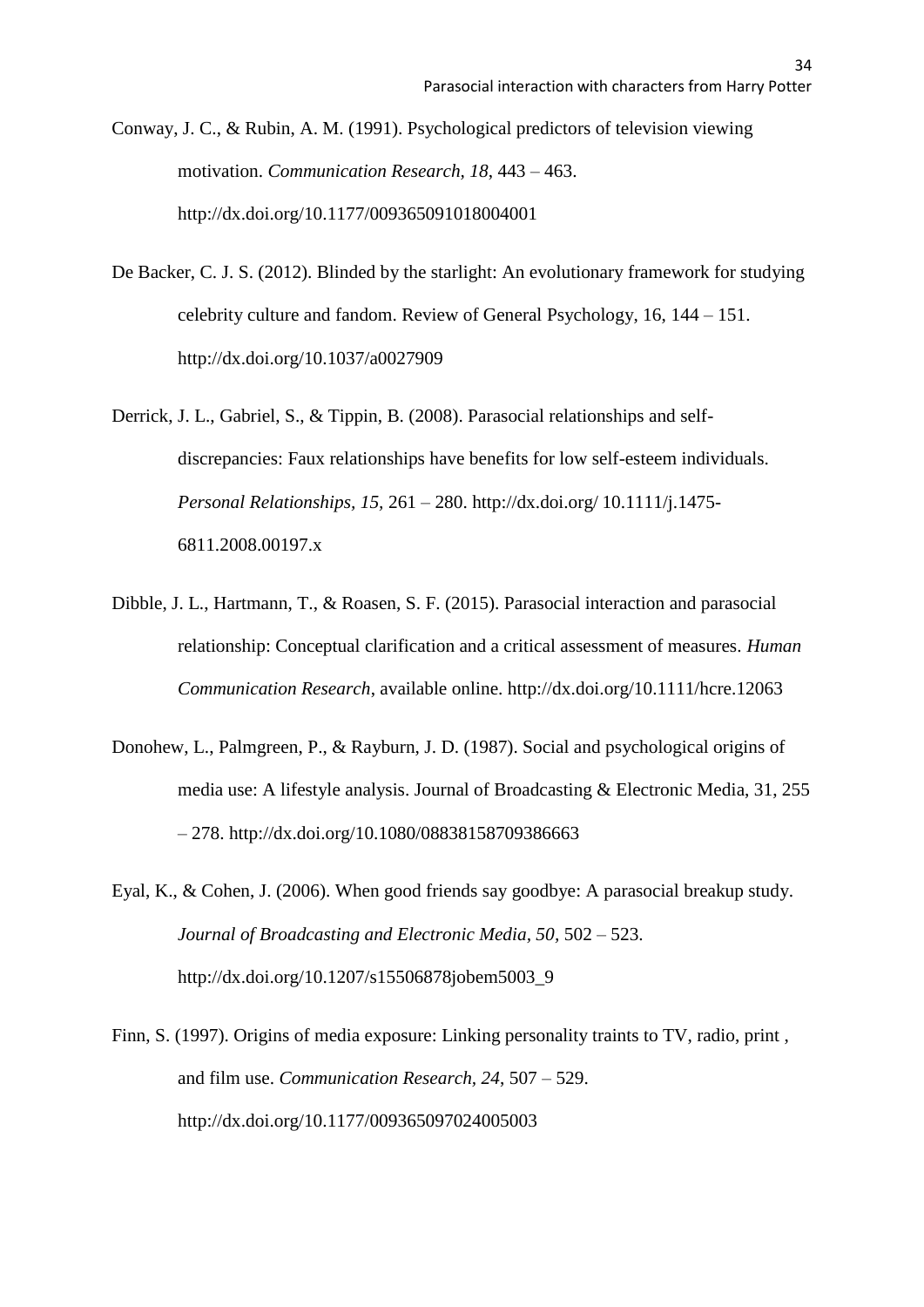Conway, J. C., & Rubin, A. M. (1991). Psychological predictors of television viewing motivation. *Communication Research*, *18*, 443 – 463. http://dx.doi.org/10.1177/009365091018004001

De Backer, C. J. S. (2012). Blinded by the starlight: An evolutionary framework for studying celebrity culture and fandom. Review of General Psychology, 16, 144 – 151. http://dx.doi.org/10.1037/a0027909

Derrick, J. L., Gabriel, S., & Tippin, B. (2008). Parasocial relationships and self-discrepancies: Faux relationships have benefits for low self-esteem individuals. *Personal Relationships, 15,* 261 – 280. http://dx.doi.org/ 10.1111/j.1475-6811.2008.00197.x

Dibble, J. L., Hartmann, T., & Roasen, S. F. (2015). Parasocial interaction and parasocial relationship: Conceptual clarification and a critical assessment of measures. *Human Communication Research*, available online. http://dx.doi.org/10.1111/hcre.12063

Donohew, L., Palmgreen, P., & Rayburn, J. D. (1987). Social and psychological origins of media use: A lifestyle analysis. Journal of Broadcasting & Electronic Media, 31, 255 – 278. http://dx.doi.org/10.1080/08838158709386663

Eyal, K., & Cohen, J. (2006). When good friends say goodbye: A parasocial breakup study. *Journal of Broadcasting and Electronic Media, 50*, 502 – 523. http://dx.doi.org/10.1207/s15506878jobem5003_9

Finn, S. (1997). Origins of media exposure: Linking personality traints to TV, radio, print , and film use. *Communication Research*, *24*, 507 – 529. http://dx.doi.org/10.1177/009365097024005003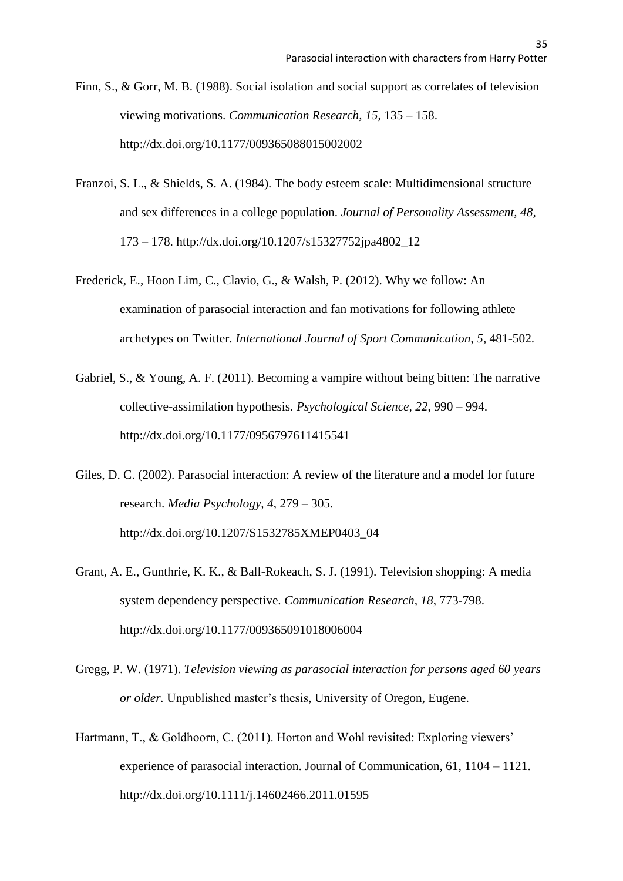Finn, S., & Gorr, M. B. (1988). Social isolation and social support as correlates of television viewing motivations. *Communication Research, 15*, 135 – 158. http://dx.doi.org/10.1177/009365088015002002

Franzoi, S. L., & Shields, S. A. (1984). The body esteem scale: Multidimensional structure and sex differences in a college population. *Journal of Personality Assessment, 48*, 173 – 178. http://dx.doi.org/10.1207/s15327752jpa4802_12

Frederick, E., Hoon Lim, C., Clavio, G., & Walsh, P. (2012). Why we follow: An examination of parasocial interaction and fan motivations for following athlete archetypes on Twitter. *International Journal of Sport Communication, 5*, 481-502.

Gabriel, S., & Young, A. F. (2011). Becoming a vampire without being bitten: The narrative collective-assimilation hypothesis. *Psychological Science, 22*, 990 – 994. http://dx.doi.org/10.1177/0956797611415541

Giles, D. C. (2002). Parasocial interaction: A review of the literature and a model for future research. *Media Psychology, 4*, 279 – 305. http://dx.doi.org/10.1207/S1532785XMEP0403_04

Grant, A. E., Gunthrie, K. K., & Ball-Rokeach, S. J. (1991). Television shopping: A media system dependency perspective. *Communication Research, 18*, 773-798. http://dx.doi.org/10.1177/009365091018006004

Gregg, P. W. (1971). *Television viewing as parasocial interaction for persons aged 60 years or older.* Unpublished master's thesis, University of Oregon, Eugene.

Hartmann, T., & Goldhoorn, C. (2011). Horton and Wohl revisited: Exploring viewers' experience of parasocial interaction. Journal of Communication, 61, 1104 – 1121. http://dx.doi.org/10.1111/j.14602466.2011.01595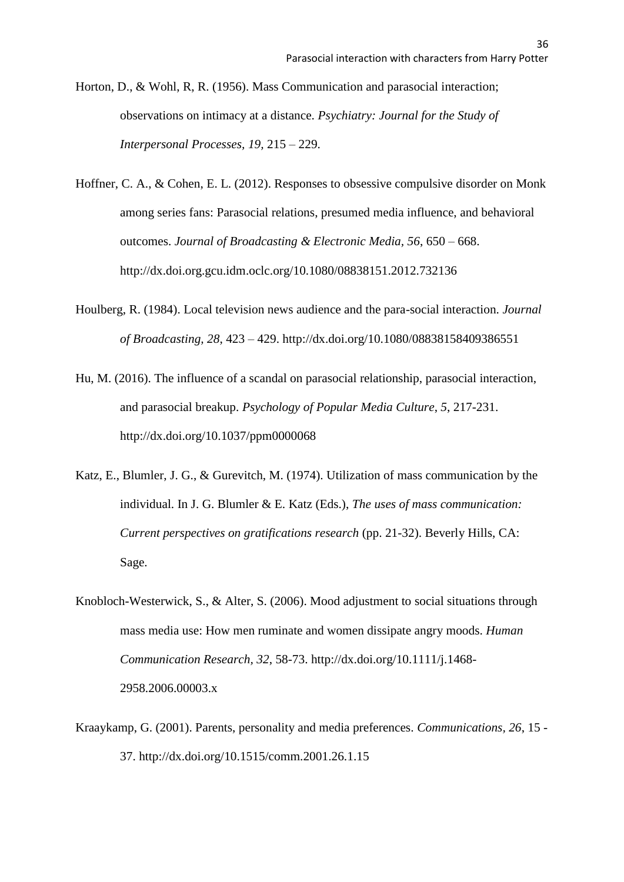Horton, D., & Wohl, R, R. (1956). Mass Communication and parasocial interaction; observations on intimacy at a distance. *Psychiatry: Journal for the Study of Interpersonal Processes, 19*, 215 – 229.

Hoffner, C. A., & Cohen, E. L. (2012). Responses to obsessive compulsive disorder on Monk among series fans: Parasocial relations, presumed media influence, and behavioral outcomes. *Journal of Broadcasting & Electronic Media, 56*, 650 – 668. http://dx.doi.org.gcu.idm.oclc.org/10.1080/08838151.2012.732136

Houlberg, R. (1984). Local television news audience and the para-social interaction. *Journal of Broadcasting, 28*, 423 – 429. http://dx.doi.org/10.1080/08838158409386551

Hu, M. (2016). The influence of a scandal on parasocial relationship, parasocial interaction, and parasocial breakup. *Psychology of Popular Media Culture, 5*, 217-231. http://dx.doi.org/10.1037/ppm0000068

Katz, E., Blumler, J. G., & Gurevitch, M. (1974). Utilization of mass communication by the individual. In J. G. Blumler & E. Katz (Eds.), *The uses of mass communication: Current perspectives on gratifications research* (pp. 21-32). Beverly Hills, CA: Sage.

Knobloch-Westerwick, S., & Alter, S. (2006). Mood adjustment to social situations through mass media use: How men ruminate and women dissipate angry moods. *Human Communication Research, 32*, 58-73. http://dx.doi.org/10.1111/j.1468-2958.2006.00003.x

Kraaykamp, G. (2001). Parents, personality and media preferences. *Communications, 26*, 15 - 37. http://dx.doi.org/10.1515/comm.2001.26.1.15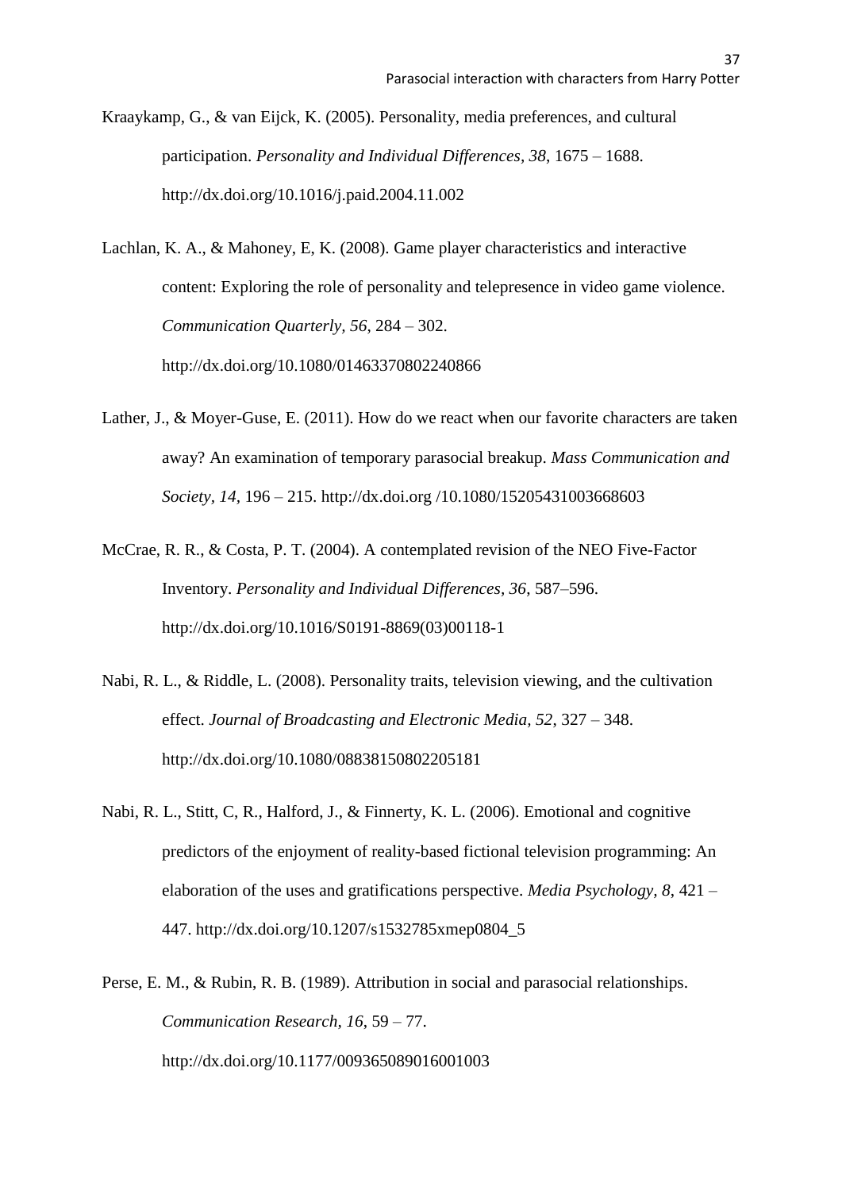Kraaykamp, G., & van Eijck, K. (2005). Personality, media preferences, and cultural participation. *Personality and Individual Differences, 38*, 1675 – 1688. http://dx.doi.org/10.1016/j.paid.2004.11.002

Lachlan, K. A., & Mahoney, E, K. (2008). Game player characteristics and interactive content: Exploring the role of personality and telepresence in video game violence. *Communication Quarterly, 56*, 284 – 302. http://dx.doi.org/10.1080/01463370802240866

Lather, J., & Moyer-Guse, E. (2011). How do we react when our favorite characters are taken away? An examination of temporary parasocial breakup. *Mass Communication and Society, 14*, 196 – 215. http://dx.doi.org /10.1080/15205431003668603

McCrae, R. R., & Costa, P. T. (2004). A contemplated revision of the NEO Five-Factor Inventory. *Personality and Individual Differences, 36*, 587–596. http://dx.doi.org/10.1016/S0191-8869(03)00118-1

Nabi, R. L., & Riddle, L. (2008). Personality traits, television viewing, and the cultivation effect. *Journal of Broadcasting and Electronic Media, 52*, 327 – 348. http://dx.doi.org/10.1080/08838150802205181

Nabi, R. L., Stitt, C, R., Halford, J., & Finnerty, K. L. (2006). Emotional and cognitive predictors of the enjoyment of reality-based fictional television programming: An elaboration of the uses and gratifications perspective. *Media Psychology, 8*, 421 – 447. http://dx.doi.org/10.1207/s1532785xmep0804_5

Perse, E. M., & Rubin, R. B. (1989). Attribution in social and parasocial relationships. *Communication Research, 16*, 59 – 77. http://dx.doi.org/10.1177/009365089016001003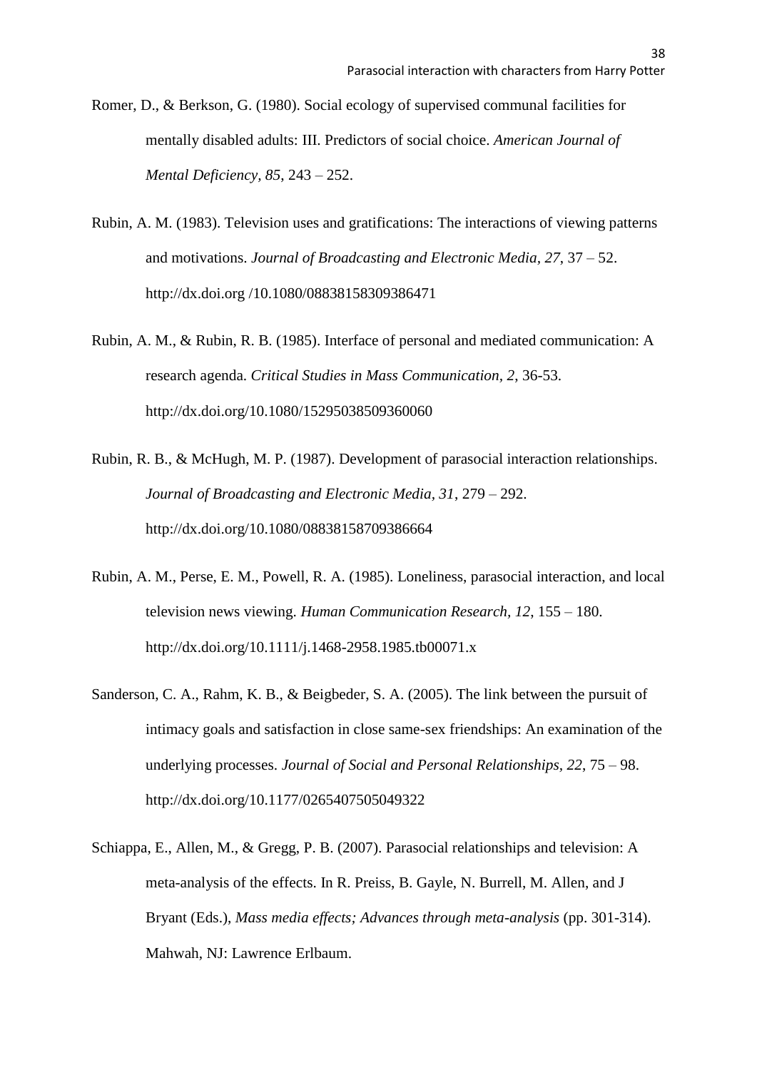Romer, D., & Berkson, G. (1980). Social ecology of supervised communal facilities for mentally disabled adults: III. Predictors of social choice. *American Journal of Mental Deficiency*, *85*, 243 – 252.

Rubin, A. M. (1983). Television uses and gratifications: The interactions of viewing patterns and motivations. *Journal of Broadcasting and Electronic Media*, *27*, 37 – 52. http://dx.doi.org /10.1080/08838158309386471

Rubin, A. M., & Rubin, R. B. (1985). Interface of personal and mediated communication: A research agenda. *Critical Studies in Mass Communication*, *2*, 36-53. http://dx.doi.org/10.1080/15295038509360060

Rubin, R. B., & McHugh, M. P. (1987). Development of parasocial interaction relationships. *Journal of Broadcasting and Electronic Media*, *31*, 279 – 292. http://dx.doi.org/10.1080/08838158709386664

Rubin, A. M., Perse, E. M., Powell, R. A. (1985). Loneliness, parasocial interaction, and local television news viewing. *Human Communication Research*, *12*, 155 – 180. http://dx.doi.org/10.1111/j.1468-2958.1985.tb00071.x

Sanderson, C. A., Rahm, K. B., & Beigbeder, S. A. (2005). The link between the pursuit of intimacy goals and satisfaction in close same-sex friendships: An examination of the underlying processes. *Journal of Social and Personal Relationships*, *22*, 75 – 98. http://dx.doi.org/10.1177/0265407505049322

Schiappa, E., Allen, M., & Gregg, P. B. (2007). Parasocial relationships and television: A meta-analysis of the effects. In R. Preiss, B. Gayle, N. Burrell, M. Allen, and J Bryant (Eds.), *Mass media effects; Advances through meta-analysis* (pp. 301-314). Mahwah, NJ: Lawrence Erlbaum.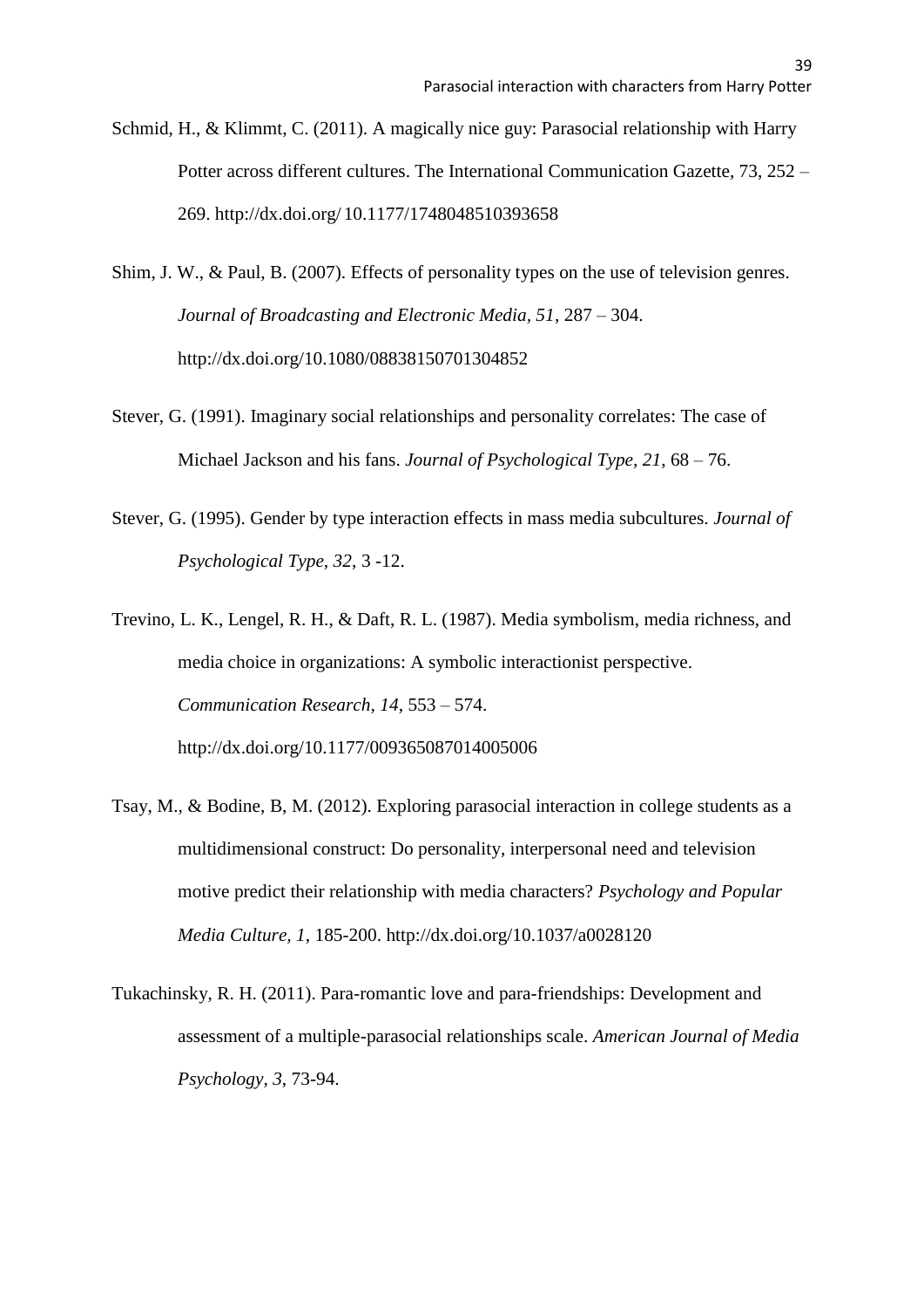Schmid, H., & Klimmt, C. (2011). A magically nice guy: Parasocial relationship with Harry Potter across different cultures. The International Communication Gazette, 73, 252 – 269. http://dx.doi.org/ 10.1177/1748048510393658

Shim, J. W., & Paul, B. (2007). Effects of personality types on the use of television genres. *Journal of Broadcasting and Electronic Media, 51*, 287 – 304. http://dx.doi.org/10.1080/08838150701304852

Stever, G. (1991). Imaginary social relationships and personality correlates: The case of Michael Jackson and his fans. *Journal of Psychological Type, 21*, 68 – 76.

Stever, G. (1995). Gender by type interaction effects in mass media subcultures. *Journal of Psychological Type, 32*, 3 -12.

Trevino, L. K., Lengel, R. H., & Daft, R. L. (1987). Media symbolism, media richness, and media choice in organizations: A symbolic interactionist perspective. *Communication Research, 14*, 553 – 574. http://dx.doi.org/10.1177/009365087014005006

Tsay, M., & Bodine, B, M. (2012). Exploring parasocial interaction in college students as a multidimensional construct: Do personality, interpersonal need and television motive predict their relationship with media characters? *Psychology and Popular Media Culture, 1*, 185-200. http://dx.doi.org/10.1037/a0028120

Tukachinsky, R. H. (2011). Para-romantic love and para-friendships: Development and assessment of a multiple-parasocial relationships scale. *American Journal of Media Psychology, 3*, 73-94.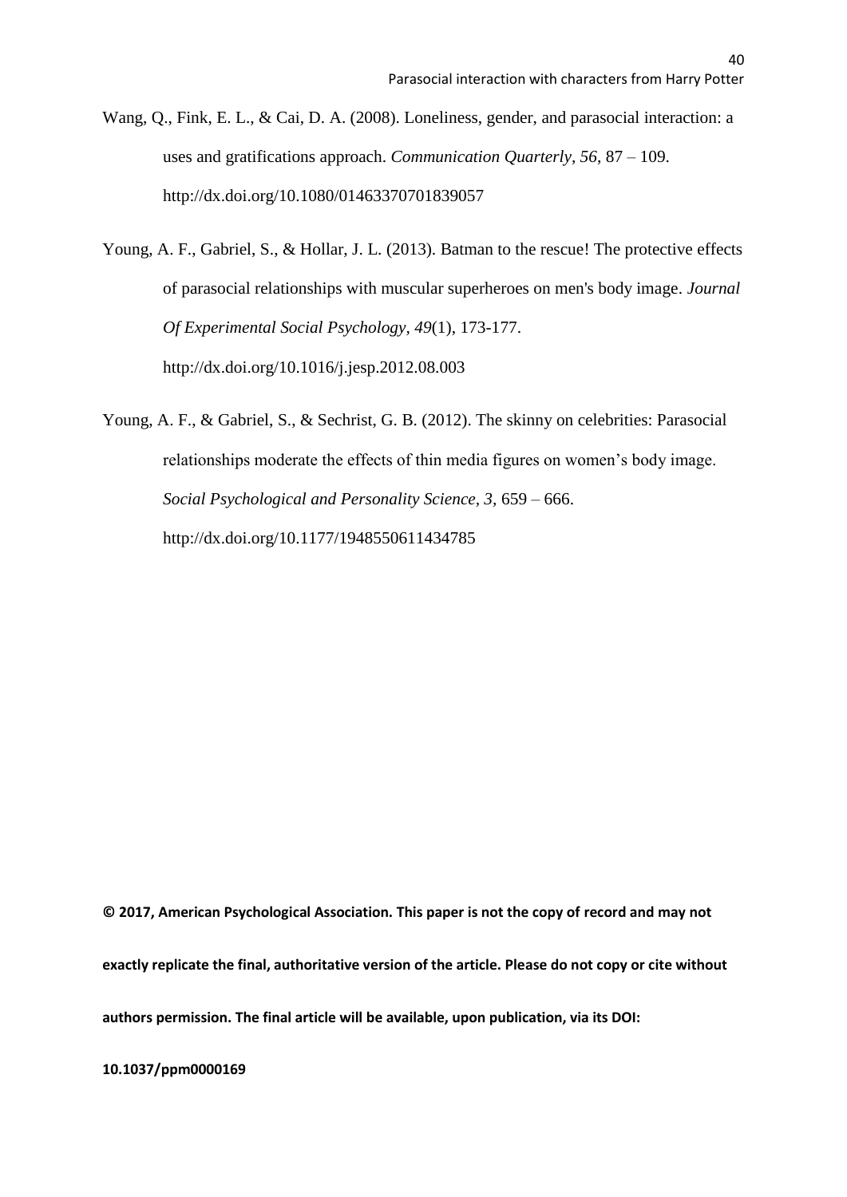Wang, Q., Fink, E. L., & Cai, D. A. (2008). Loneliness, gender, and parasocial interaction: a uses and gratifications approach. *Communication Quarterly, 56*, 87 – 109. http://dx.doi.org/10.1080/01463370701839057

Young, A. F., Gabriel, S., & Hollar, J. L. (2013). Batman to the rescue! The protective effects of parasocial relationships with muscular superheroes on men's body image. *Journal Of Experimental Social Psychology, 49*(1), 173-177. http://dx.doi.org/10.1016/j.jesp.2012.08.003

Young, A. F., & Gabriel, S., & Sechrist, G. B. (2012). The skinny on celebrities: Parasocial relationships moderate the effects of thin media figures on women's body image. *Social Psychological and Personality Science, 3,* 659 – 666. http://dx.doi.org/10.1177/1948550611434785

**© 2017, American Psychological Association. This paper is not the copy of record and may not exactly replicate the final, authoritative version of the article. Please do not copy or cite without authors permission. The final article will be available, upon publication, via its DOI: 10.1037/ppm0000169**